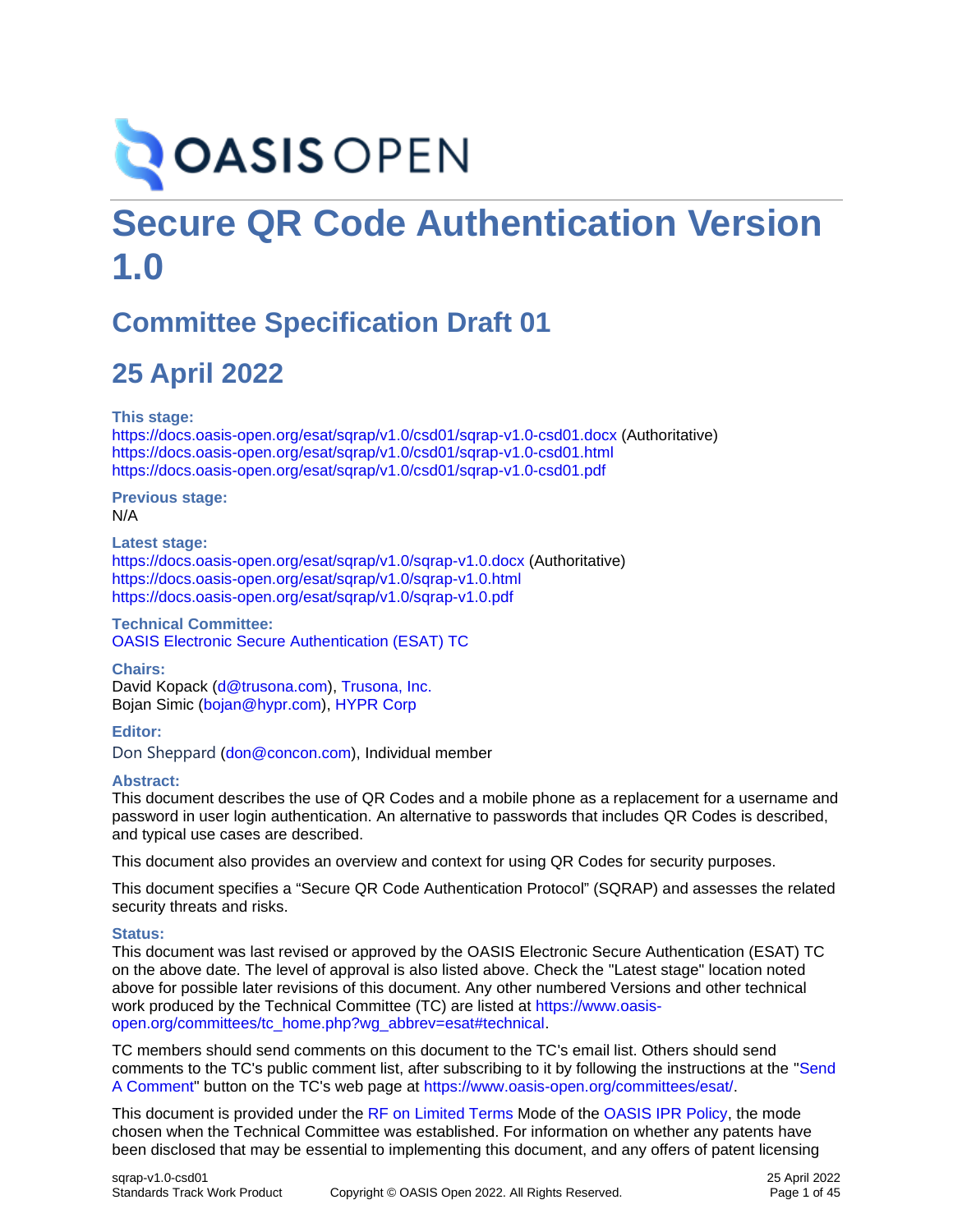# Secure QR Code Authentication Version 1.0

## Committee Specification Draft 01

## 25 April 2022

**This stage:**
https://docs.oasis-open.org/esat/sqrap/v1.0/csd01/sqrap-v1.0-csd01.docx (Authoritative)
https://docs.oasis-open.org/esat/sqrap/v1.0/csd01/sqrap-v1.0-csd01.html
https://docs.oasis-open.org/esat/sqrap/v1.0/csd01/sqrap-v1.0-csd01.pdf

**Previous stage:**
N/A

**Latest stage:**
https://docs.oasis-open.org/esat/sqrap/v1.0/sqrap-v1.0.docx (Authoritative)
https://docs.oasis-open.org/esat/sqrap/v1.0/sqrap-v1.0.html
https://docs.oasis-open.org/esat/sqrap/v1.0/sqrap-v1.0.pdf

**Technical Committee:**
OASIS Electronic Secure Authentication (ESAT) TC

**Chairs:**
David Kopack (d@trusona.com), Trusona, Inc.
Bojan Simic (bojan@hypr.com), HYPR Corp

**Editor:**
Don Sheppard (don@concon.com), Individual member

**Abstract:**
This document describes the use of QR Codes and a mobile phone as a replacement for a username and password in user login authentication. An alternative to passwords that includes QR Codes is described, and typical use cases are described.

This document also provides an overview and context for using QR Codes for security purposes.

This document specifies a "Secure QR Code Authentication Protocol" (SQRAP) and assesses the related security threats and risks.

**Status:**
This document was last revised or approved by the OASIS Electronic Secure Authentication (ESAT) TC on the above date. The level of approval is also listed above. Check the "Latest stage" location noted above for possible later revisions of this document. Any other numbered Versions and other technical work produced by the Technical Committee (TC) are listed at https://www.oasis-open.org/committees/tc_home.php?wg_abbrev=esat#technical.

TC members should send comments on this document to the TC's email list. Others should send comments to the TC's public comment list, after subscribing to it by following the instructions at the "Send A Comment" button on the TC's web page at https://www.oasis-open.org/committees/esat/.

This document is provided under the RF on Limited Terms Mode of the OASIS IPR Policy, the mode chosen when the Technical Committee was established. For information on whether any patents have been disclosed that may be essential to implementing this document, and any offers of patent licensing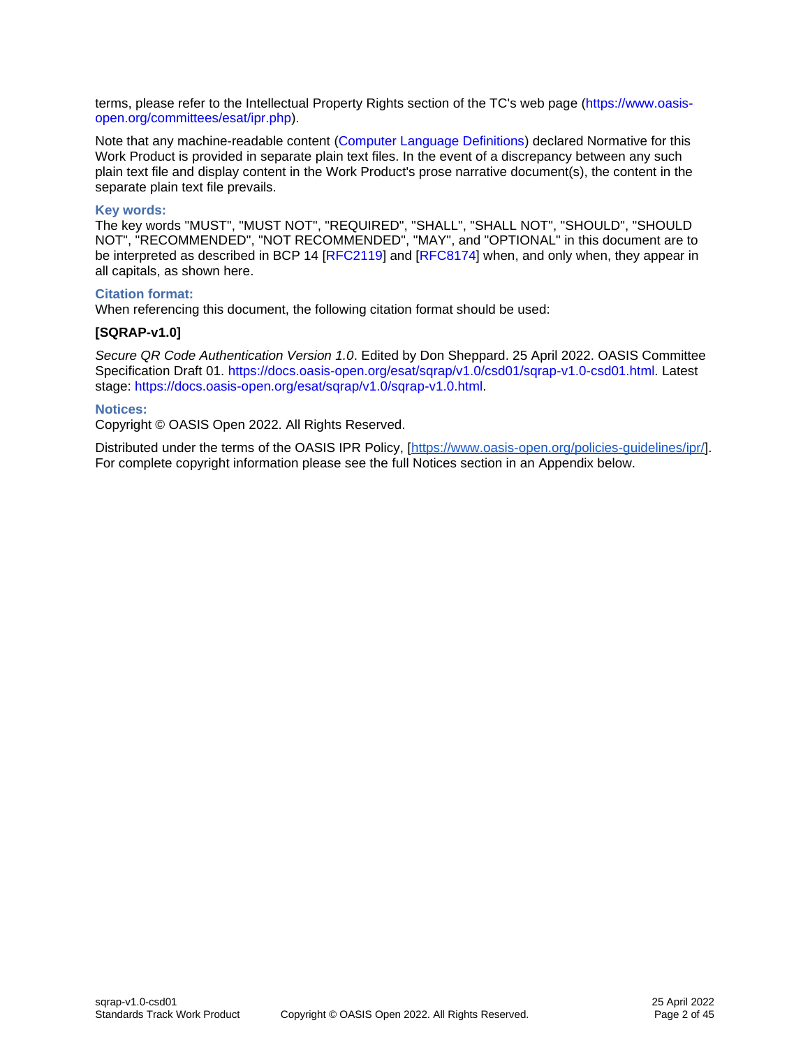terms, please refer to the Intellectual Property Rights section of the TC's web page (https://www.oasis-open.org/committees/esat/ipr.php).

Note that any machine-readable content (Computer Language Definitions) declared Normative for this Work Product is provided in separate plain text files. In the event of a discrepancy between any such plain text file and display content in the Work Product's prose narrative document(s), the content in the separate plain text file prevails.

#### Key words:

The key words "MUST", "MUST NOT", "REQUIRED", "SHALL", "SHALL NOT", "SHOULD", "SHOULD NOT", "RECOMMENDED", "NOT RECOMMENDED", "MAY", and "OPTIONAL" in this document are to be interpreted as described in BCP 14 [RFC2119] and [RFC8174] when, and only when, they appear in all capitals, as shown here.

#### Citation format:

When referencing this document, the following citation format should be used:

**[SQRAP-v1.0]**

*Secure QR Code Authentication Version 1.0*. Edited by Don Sheppard. 25 April 2022. OASIS Committee Specification Draft 01. https://docs.oasis-open.org/esat/sqrap/v1.0/csd01/sqrap-v1.0-csd01.html. Latest stage: https://docs.oasis-open.org/esat/sqrap/v1.0/sqrap-v1.0.html.

#### Notices:

Copyright © OASIS Open 2022. All Rights Reserved.

Distributed under the terms of the OASIS IPR Policy, [https://www.oasis-open.org/policies-guidelines/ipr/]. For complete copyright information please see the full Notices section in an Appendix below.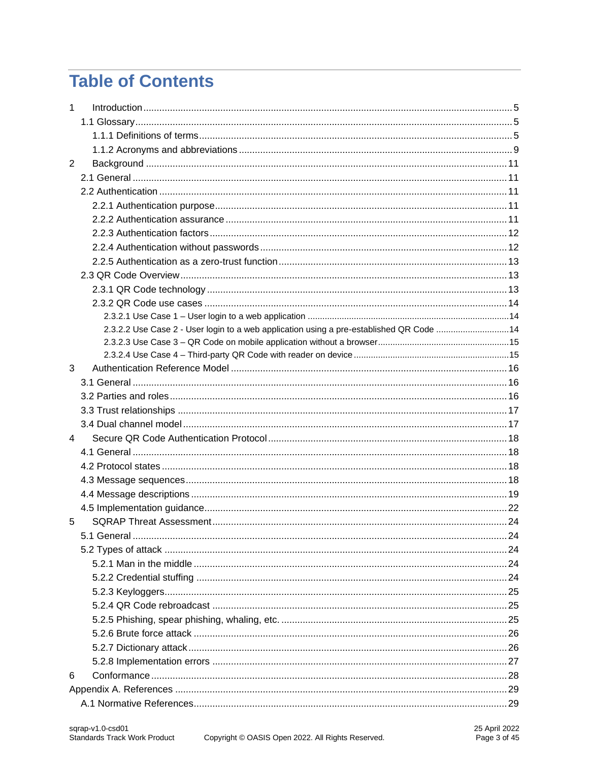# Table of Contents

1 Introduction ........ 5
- 1.1 Glossary ........ 5
  - 1.1.1 Definitions of terms ........ 5
  - 1.1.2 Acronyms and abbreviations ........ 9

2 Background ........ 11
- 2.1 General ........ 11
- 2.2 Authentication ........ 11
  - 2.2.1 Authentication purpose ........ 11
  - 2.2.2 Authentication assurance ........ 11
  - 2.2.3 Authentication factors ........ 12
  - 2.2.4 Authentication without passwords ........ 12
  - 2.2.5 Authentication as a zero-trust function ........ 13
- 2.3 QR Code Overview ........ 13
  - 2.3.1 QR Code technology ........ 13
  - 2.3.2 QR Code use cases ........ 14
    - 2.3.2.1 Use Case 1 – User login to a web application ........ 14
    - 2.3.2.2 Use Case 2 - User login to a web application using a pre-established QR Code ........ 14
    - 2.3.2.3 Use Case 3 – QR Code on mobile application without a browser ........ 15
    - 2.3.2.4 Use Case 4 – Third-party QR Code with reader on device ........ 15

3 Authentication Reference Model ........ 16
- 3.1 General ........ 16
- 3.2 Parties and roles ........ 16
- 3.3 Trust relationships ........ 17
- 3.4 Dual channel model ........ 17

4 Secure QR Code Authentication Protocol ........ 18
- 4.1 General ........ 18
- 4.2 Protocol states ........ 18
- 4.3 Message sequences ........ 18
- 4.4 Message descriptions ........ 19
- 4.5 Implementation guidance ........ 22

5 SQRAP Threat Assessment ........ 24
- 5.1 General ........ 24
- 5.2 Types of attack ........ 24
  - 5.2.1 Man in the middle ........ 24
  - 5.2.2 Credential stuffing ........ 24
  - 5.2.3 Keyloggers ........ 25
  - 5.2.4 QR Code rebroadcast ........ 25
  - 5.2.5 Phishing, spear phishing, whaling, etc. ........ 25
  - 5.2.6 Brute force attack ........ 26
  - 5.2.7 Dictionary attack ........ 26
  - 5.2.8 Implementation errors ........ 27

6 Conformance ........ 28

Appendix A. References ........ 29
- A.1 Normative References ........ 29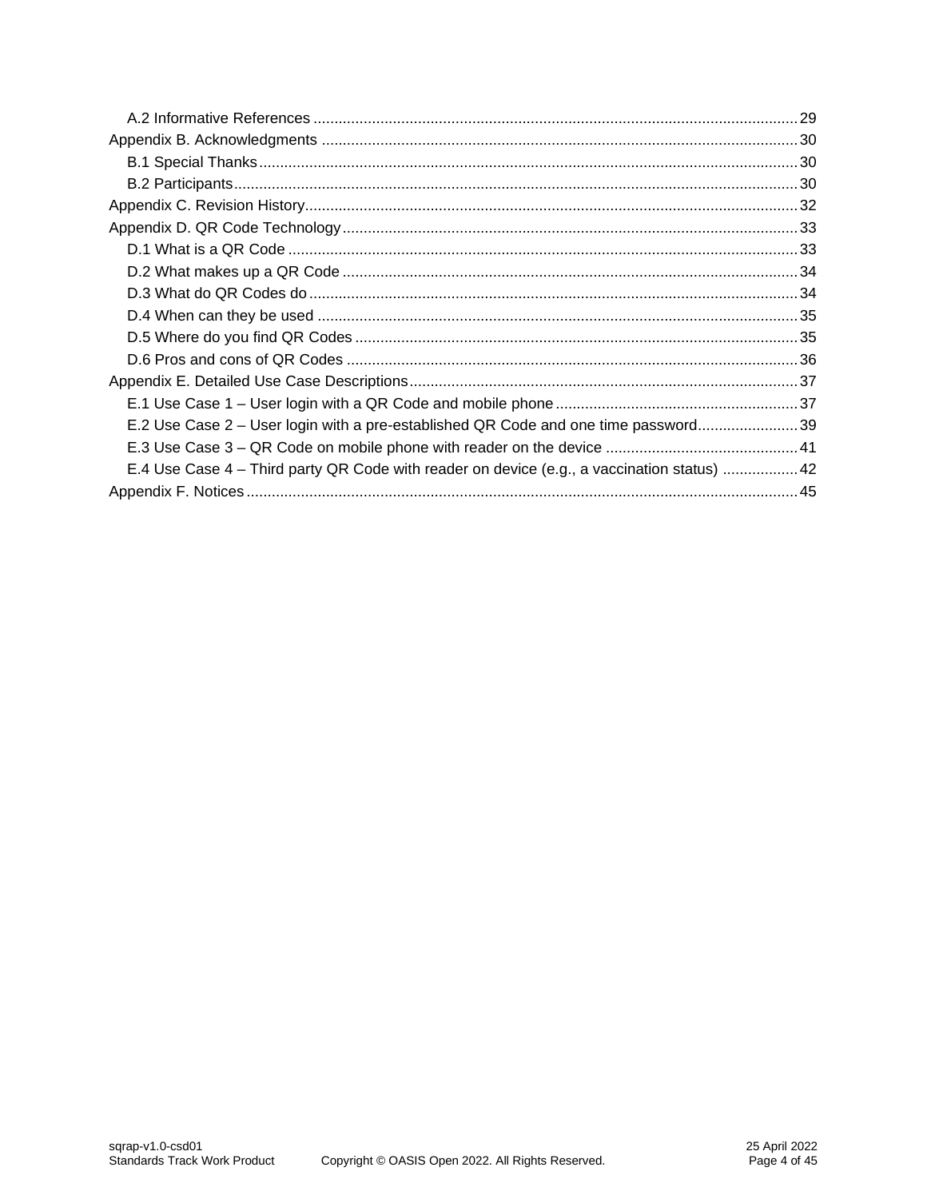- A.2 Informative References ... 29
- Appendix B. Acknowledgments ... 30
  - B.1 Special Thanks ... 30
  - B.2 Participants ... 30
- Appendix C. Revision History ... 32
- Appendix D. QR Code Technology ... 33
  - D.1 What is a QR Code ... 33
  - D.2 What makes up a QR Code ... 34
  - D.3 What do QR Codes do ... 34
  - D.4 When can they be used ... 35
  - D.5 Where do you find QR Codes ... 35
  - D.6 Pros and cons of QR Codes ... 36
- Appendix E. Detailed Use Case Descriptions ... 37
  - E.1 Use Case 1 – User login with a QR Code and mobile phone ... 37
  - E.2 Use Case 2 – User login with a pre-established QR Code and one time password ... 39
  - E.3 Use Case 3 – QR Code on mobile phone with reader on the device ... 41
  - E.4 Use Case 4 – Third party QR Code with reader on device (e.g., a vaccination status) ... 42
- Appendix F. Notices ... 45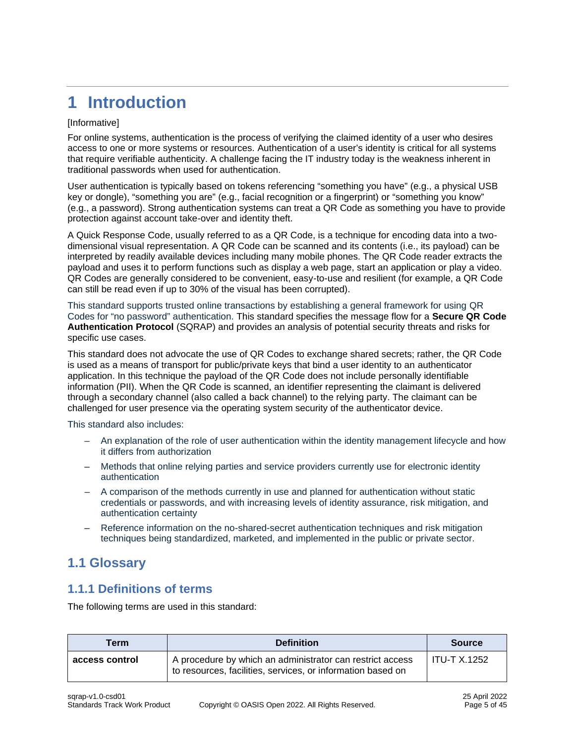# 1 Introduction

[Informative]

For online systems, authentication is the process of verifying the claimed identity of a user who desires access to one or more systems or resources. Authentication of a user's identity is critical for all systems that require verifiable authenticity. A challenge facing the IT industry today is the weakness inherent in traditional passwords when used for authentication.

User authentication is typically based on tokens referencing "something you have" (e.g., a physical USB key or dongle), "something you are" (e.g., facial recognition or a fingerprint) or "something you know" (e.g., a password). Strong authentication systems can treat a QR Code as something you have to provide protection against account take-over and identity theft.

A Quick Response Code, usually referred to as a QR Code, is a technique for encoding data into a two-dimensional visual representation. A QR Code can be scanned and its contents (i.e., its payload) can be interpreted by readily available devices including many mobile phones. The QR Code reader extracts the payload and uses it to perform functions such as display a web page, start an application or play a video. QR Codes are generally considered to be convenient, easy-to-use and resilient (for example, a QR Code can still be read even if up to 30% of the visual has been corrupted).

This standard supports trusted online transactions by establishing a general framework for using QR Codes for "no password" authentication. This standard specifies the message flow for a **Secure QR Code Authentication Protocol** (SQRAP) and provides an analysis of potential security threats and risks for specific use cases.

This standard does not advocate the use of QR Codes to exchange shared secrets; rather, the QR Code is used as a means of transport for public/private keys that bind a user identity to an authenticator application. In this technique the payload of the QR Code does not include personally identifiable information (PII). When the QR Code is scanned, an identifier representing the claimant is delivered through a secondary channel (also called a back channel) to the relying party. The claimant can be challenged for user presence via the operating system security of the authenticator device.

This standard also includes:

- An explanation of the role of user authentication within the identity management lifecycle and how it differs from authorization
- Methods that online relying parties and service providers currently use for electronic identity authentication
- A comparison of the methods currently in use and planned for authentication without static credentials or passwords, and with increasing levels of identity assurance, risk mitigation, and authentication certainty
- Reference information on the no-shared-secret authentication techniques and risk mitigation techniques being standardized, marketed, and implemented in the public or private sector.

## 1.1 Glossary

### 1.1.1 Definitions of terms

The following terms are used in this standard:

| Term | Definition | Source |
| --- | --- | --- |
| **access control** | A procedure by which an administrator can restrict access to resources, facilities, services, or information based on | ITU-T X.1252 |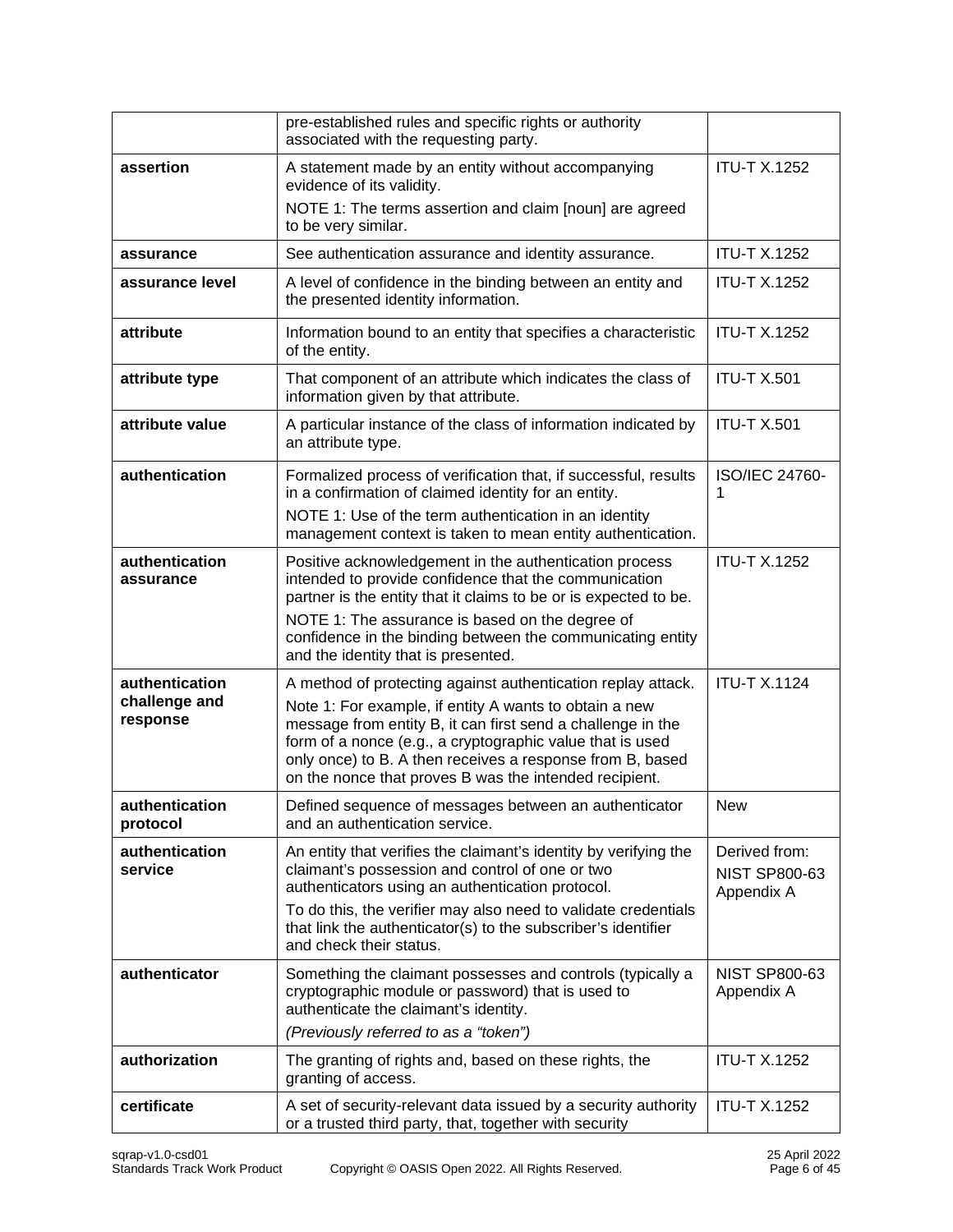| | | |
|---|---|---|
| | pre-established rules and specific rights or authority associated with the requesting party. | |
| **assertion** | A statement made by an entity without accompanying evidence of its validity.<br>NOTE 1: The terms assertion and claim [noun] are agreed to be very similar. | ITU-T X.1252 |
| **assurance** | See authentication assurance and identity assurance. | ITU-T X.1252 |
| **assurance level** | A level of confidence in the binding between an entity and the presented identity information. | ITU-T X.1252 |
| **attribute** | Information bound to an entity that specifies a characteristic of the entity. | ITU-T X.1252 |
| **attribute type** | That component of an attribute which indicates the class of information given by that attribute. | ITU-T X.501 |
| **attribute value** | A particular instance of the class of information indicated by an attribute type. | ITU-T X.501 |
| **authentication** | Formalized process of verification that, if successful, results in a confirmation of claimed identity for an entity.<br>NOTE 1: Use of the term authentication in an identity management context is taken to mean entity authentication. | ISO/IEC 24760-1 |
| **authentication assurance** | Positive acknowledgement in the authentication process intended to provide confidence that the communication partner is the entity that it claims to be or is expected to be.<br>NOTE 1: The assurance is based on the degree of confidence in the binding between the communicating entity and the identity that is presented. | ITU-T X.1252 |
| **authentication challenge and response** | A method of protecting against authentication replay attack.<br>Note 1: For example, if entity A wants to obtain a new message from entity B, it can first send a challenge in the form of a nonce (e.g., a cryptographic value that is used only once) to B. A then receives a response from B, based on the nonce that proves B was the intended recipient. | ITU-T X.1124 |
| **authentication protocol** | Defined sequence of messages between an authenticator and an authentication service. | New |
| **authentication service** | An entity that verifies the claimant's identity by verifying the claimant's possession and control of one or two authenticators using an authentication protocol.<br>To do this, the verifier may also need to validate credentials that link the authenticator(s) to the subscriber's identifier and check their status. | Derived from: NIST SP800-63 Appendix A |
| **authenticator** | Something the claimant possesses and controls (typically a cryptographic module or password) that is used to authenticate the claimant's identity.<br>*(Previously referred to as a "token")* | NIST SP800-63 Appendix A |
| **authorization** | The granting of rights and, based on these rights, the granting of access. | ITU-T X.1252 |
| **certificate** | A set of security-relevant data issued by a security authority or a trusted third party, that, together with security | ITU-T X.1252 |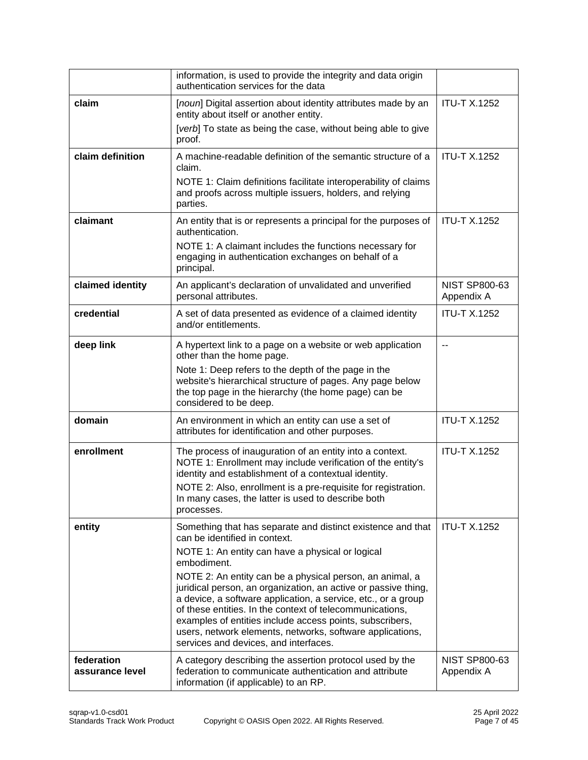| | | |
|---|---|---|
| | information, is used to provide the integrity and data origin authentication services for the data | |
| **claim** | [*noun*] Digital assertion about identity attributes made by an entity about itself or another entity.<br>[*verb*] To state as being the case, without being able to give proof. | ITU-T X.1252 |
| **claim definition** | A machine-readable definition of the semantic structure of a claim.<br>NOTE 1: Claim definitions facilitate interoperability of claims and proofs across multiple issuers, holders, and relying parties. | ITU-T X.1252 |
| **claimant** | An entity that is or represents a principal for the purposes of authentication.<br>NOTE 1: A claimant includes the functions necessary for engaging in authentication exchanges on behalf of a principal. | ITU-T X.1252 |
| **claimed identity** | An applicant's declaration of unvalidated and unverified personal attributes. | NIST SP800-63 Appendix A |
| **credential** | A set of data presented as evidence of a claimed identity and/or entitlements. | ITU-T X.1252 |
| **deep link** | A hypertext link to a page on a website or web application other than the home page.<br>Note 1: Deep refers to the depth of the page in the website's hierarchical structure of pages. Any page below the top page in the hierarchy (the home page) can be considered to be deep. | -- |
| **domain** | An environment in which an entity can use a set of attributes for identification and other purposes. | ITU-T X.1252 |
| **enrollment** | The process of inauguration of an entity into a context. NOTE 1: Enrollment may include verification of the entity's identity and establishment of a contextual identity.<br>NOTE 2: Also, enrollment is a pre-requisite for registration. In many cases, the latter is used to describe both processes. | ITU-T X.1252 |
| **entity** | Something that has separate and distinct existence and that can be identified in context.<br>NOTE 1: An entity can have a physical or logical embodiment.<br>NOTE 2: An entity can be a physical person, an animal, a juridical person, an organization, an active or passive thing, a device, a software application, a service, etc., or a group of these entities. In the context of telecommunications, examples of entities include access points, subscribers, users, network elements, networks, software applications, services and devices, and interfaces. | ITU-T X.1252 |
| **federation assurance level** | A category describing the assertion protocol used by the federation to communicate authentication and attribute information (if applicable) to an RP. | NIST SP800-63 Appendix A |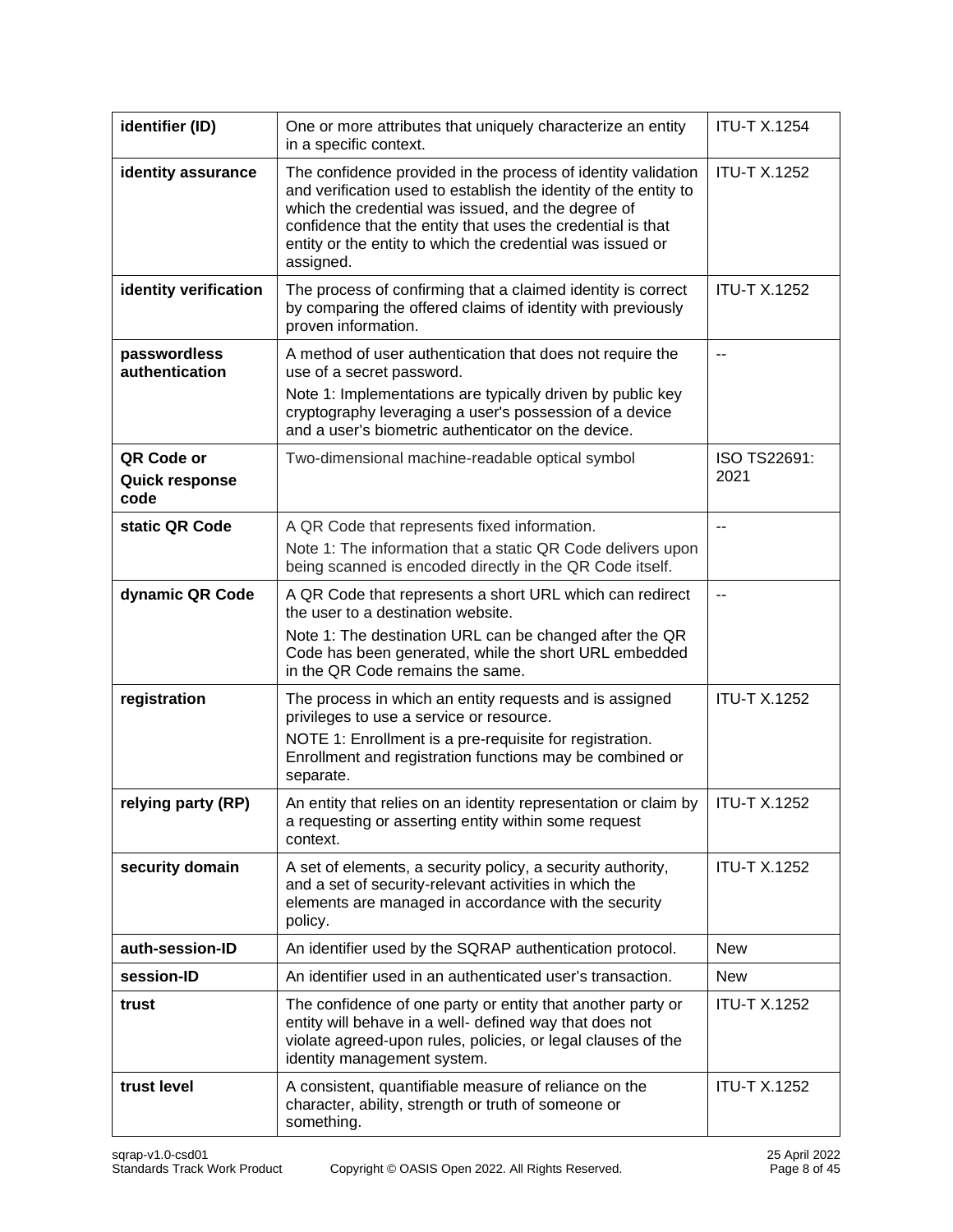| **identifier (ID)** | One or more attributes that uniquely characterize an entity in a specific context. | ITU-T X.1254 |
|---|---|---|
| **identity assurance** | The confidence provided in the process of identity validation and verification used to establish the identity of the entity to which the credential was issued, and the degree of confidence that the entity that uses the credential is that entity or the entity to which the credential was issued or assigned. | ITU-T X.1252 |
| **identity verification** | The process of confirming that a claimed identity is correct by comparing the offered claims of identity with previously proven information. | ITU-T X.1252 |
| **passwordless authentication** | A method of user authentication that does not require the use of a secret password.<br>Note 1: Implementations are typically driven by public key cryptography leveraging a user's possession of a device and a user's biometric authenticator on the device. | -- |
| **QR Code or Quick response code** | Two-dimensional machine-readable optical symbol | ISO TS22691: 2021 |
| **static QR Code** | A QR Code that represents fixed information.<br>Note 1: The information that a static QR Code delivers upon being scanned is encoded directly in the QR Code itself. | -- |
| **dynamic QR Code** | A QR Code that represents a short URL which can redirect the user to a destination website.<br>Note 1: The destination URL can be changed after the QR Code has been generated, while the short URL embedded in the QR Code remains the same. | -- |
| **registration** | The process in which an entity requests and is assigned privileges to use a service or resource.<br>NOTE 1: Enrollment is a pre-requisite for registration. Enrollment and registration functions may be combined or separate. | ITU-T X.1252 |
| **relying party (RP)** | An entity that relies on an identity representation or claim by a requesting or asserting entity within some request context. | ITU-T X.1252 |
| **security domain** | A set of elements, a security policy, a security authority, and a set of security-relevant activities in which the elements are managed in accordance with the security policy. | ITU-T X.1252 |
| **auth-session-ID** | An identifier used by the SQRAP authentication protocol. | New |
| **session-ID** | An identifier used in an authenticated user's transaction. | New |
| **trust** | The confidence of one party or entity that another party or entity will behave in a well- defined way that does not violate agreed-upon rules, policies, or legal clauses of the identity management system. | ITU-T X.1252 |
| **trust level** | A consistent, quantifiable measure of reliance on the character, ability, strength or truth of someone or something. | ITU-T X.1252 |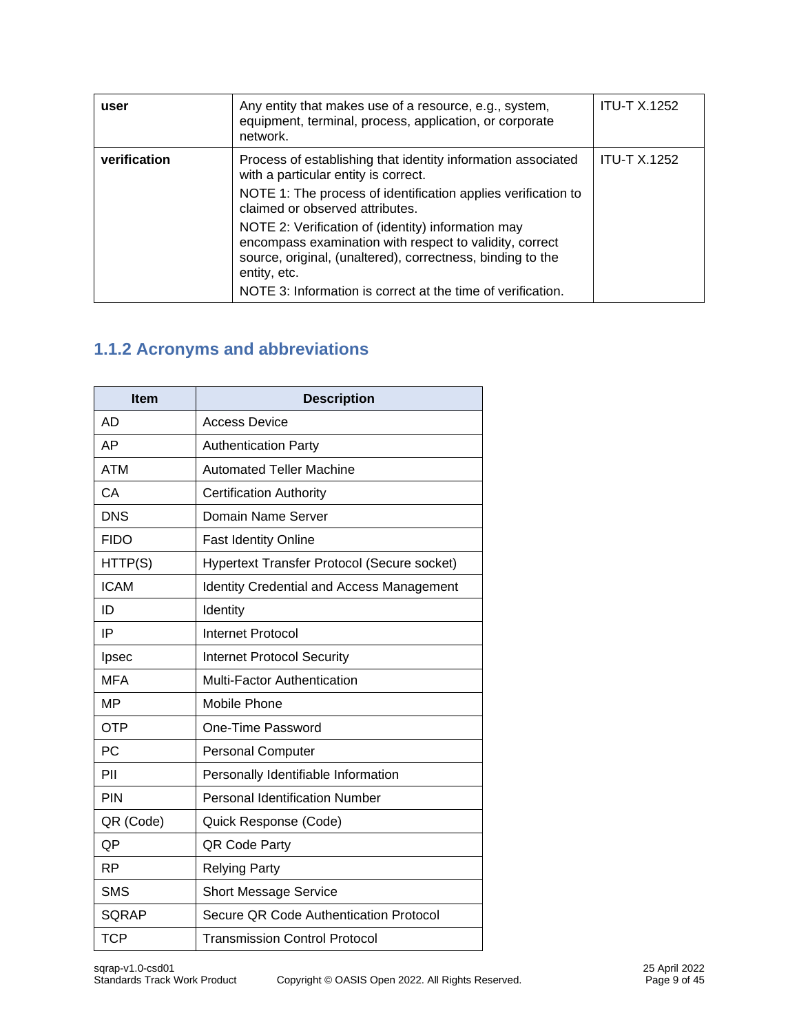| | | |
|---|---|---|
| **user** | Any entity that makes use of a resource, e.g., system, equipment, terminal, process, application, or corporate network. | ITU-T X.1252 |
| **verification** | Process of establishing that identity information associated with a particular entity is correct.<br>NOTE 1: The process of identification applies verification to claimed or observed attributes.<br>NOTE 2: Verification of (identity) information may encompass examination with respect to validity, correct source, original, (unaltered), correctness, binding to the entity, etc.<br>NOTE 3: Information is correct at the time of verification. | ITU-T X.1252 |

### 1.1.2 Acronyms and abbreviations

| Item | Description |
|---|---|
| AD | Access Device |
| AP | Authentication Party |
| ATM | Automated Teller Machine |
| CA | Certification Authority |
| DNS | Domain Name Server |
| FIDO | Fast Identity Online |
| HTTP(S) | Hypertext Transfer Protocol (Secure socket) |
| ICAM | Identity Credential and Access Management |
| ID | Identity |
| IP | Internet Protocol |
| Ipsec | Internet Protocol Security |
| MFA | Multi-Factor Authentication |
| MP | Mobile Phone |
| OTP | One-Time Password |
| PC | Personal Computer |
| PII | Personally Identifiable Information |
| PIN | Personal Identification Number |
| QR (Code) | Quick Response (Code) |
| QP | QR Code Party |
| RP | Relying Party |
| SMS | Short Message Service |
| SQRAP | Secure QR Code Authentication Protocol |
| TCP | Transmission Control Protocol |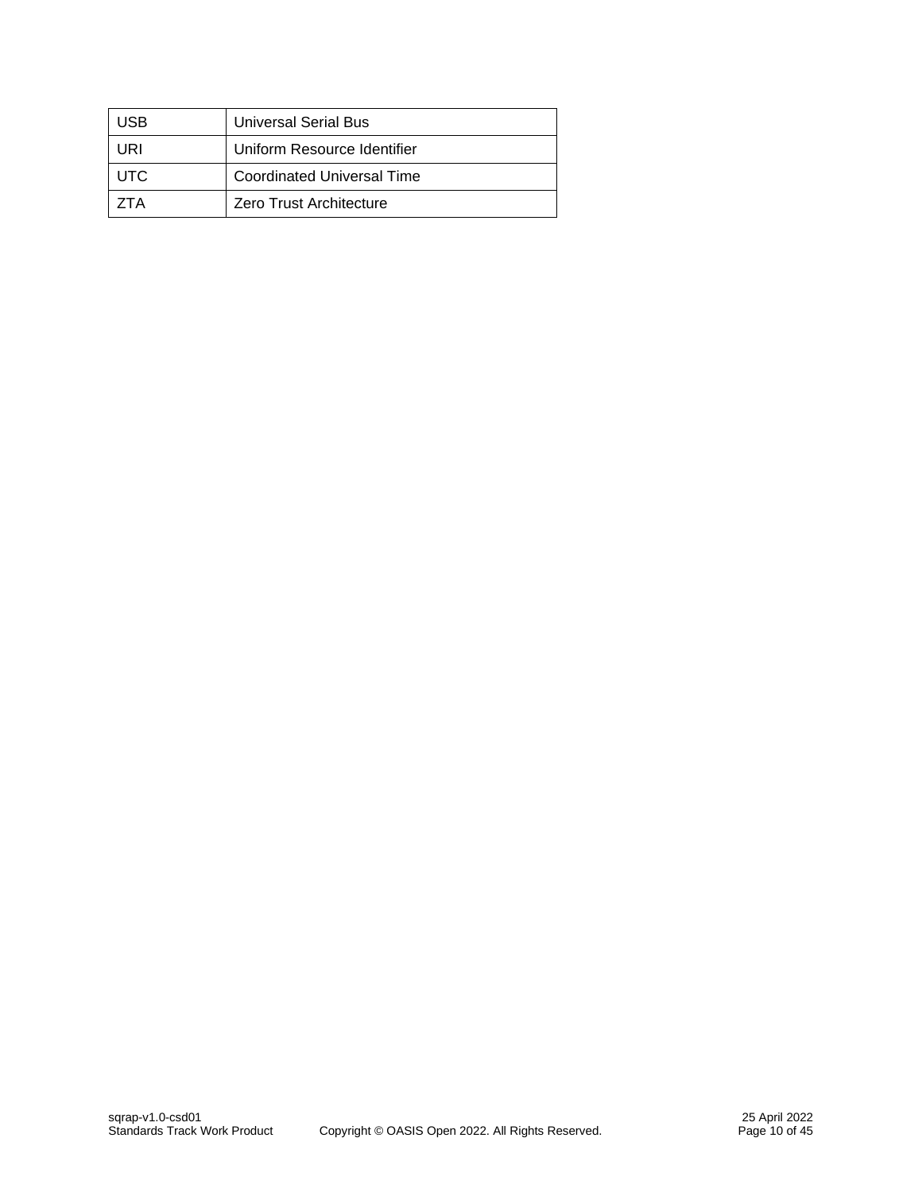| | |
|---|---|
| USB | Universal Serial Bus |
| URI | Uniform Resource Identifier |
| UTC | Coordinated Universal Time |
| ZTA | Zero Trust Architecture |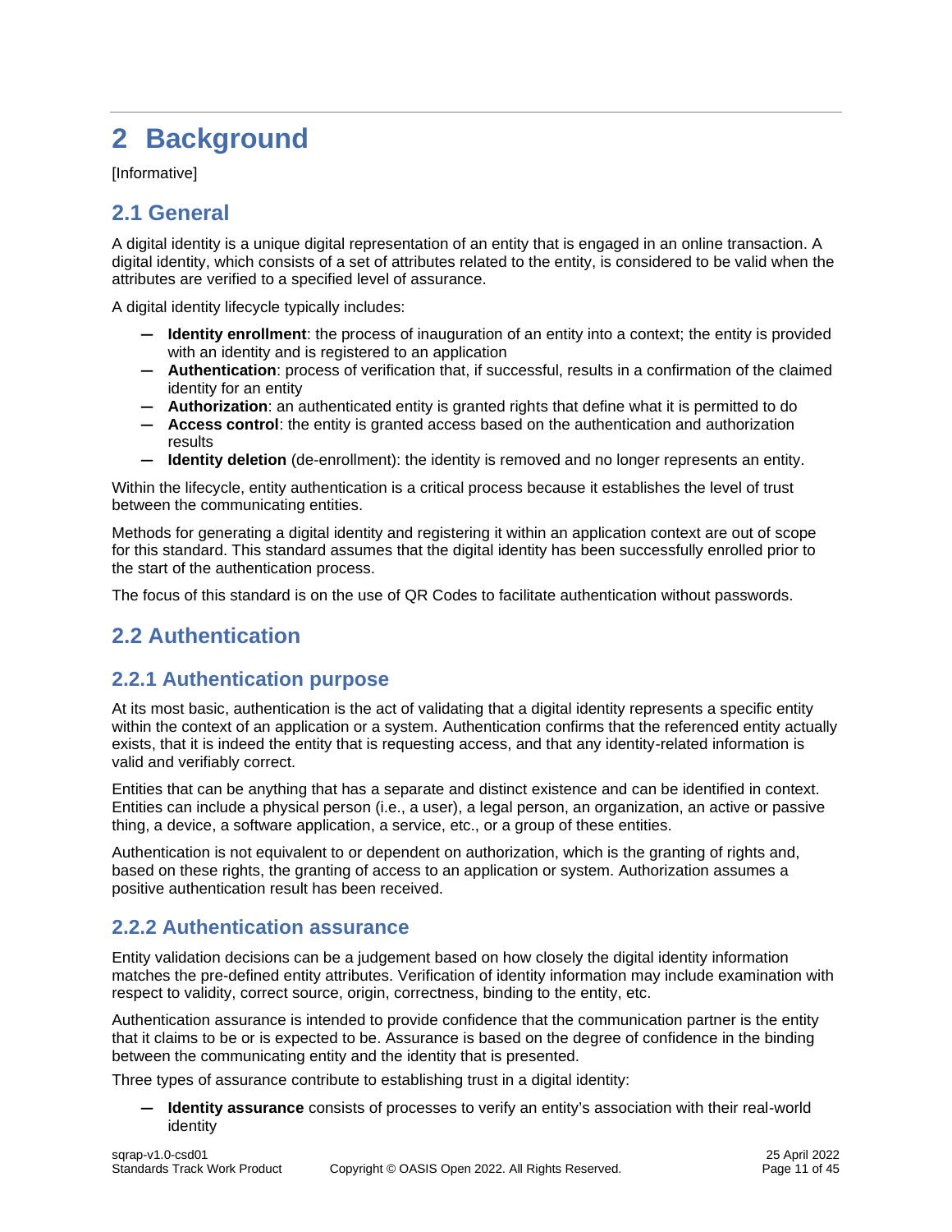# 2 Background

[Informative]

## 2.1 General

A digital identity is a unique digital representation of an entity that is engaged in an online transaction. A digital identity, which consists of a set of attributes related to the entity, is considered to be valid when the attributes are verified to a specified level of assurance.

A digital identity lifecycle typically includes:

- **Identity enrollment**: the process of inauguration of an entity into a context; the entity is provided with an identity and is registered to an application
- **Authentication**: process of verification that, if successful, results in a confirmation of the claimed identity for an entity
- **Authorization**: an authenticated entity is granted rights that define what it is permitted to do
- **Access control**: the entity is granted access based on the authentication and authorization results
- **Identity deletion** (de-enrollment): the identity is removed and no longer represents an entity.

Within the lifecycle, entity authentication is a critical process because it establishes the level of trust between the communicating entities.

Methods for generating a digital identity and registering it within an application context are out of scope for this standard. This standard assumes that the digital identity has been successfully enrolled prior to the start of the authentication process.

The focus of this standard is on the use of QR Codes to facilitate authentication without passwords.

## 2.2 Authentication

### 2.2.1 Authentication purpose

At its most basic, authentication is the act of validating that a digital identity represents a specific entity within the context of an application or a system. Authentication confirms that the referenced entity actually exists, that it is indeed the entity that is requesting access, and that any identity-related information is valid and verifiably correct.

Entities that can be anything that has a separate and distinct existence and can be identified in context. Entities can include a physical person (i.e., a user), a legal person, an organization, an active or passive thing, a device, a software application, a service, etc., or a group of these entities.

Authentication is not equivalent to or dependent on authorization, which is the granting of rights and, based on these rights, the granting of access to an application or system. Authorization assumes a positive authentication result has been received.

### 2.2.2 Authentication assurance

Entity validation decisions can be a judgement based on how closely the digital identity information matches the pre-defined entity attributes. Verification of identity information may include examination with respect to validity, correct source, origin, correctness, binding to the entity, etc.

Authentication assurance is intended to provide confidence that the communication partner is the entity that it claims to be or is expected to be. Assurance is based on the degree of confidence in the binding between the communicating entity and the identity that is presented.

Three types of assurance contribute to establishing trust in a digital identity:

- **Identity assurance** consists of processes to verify an entity's association with their real-world identity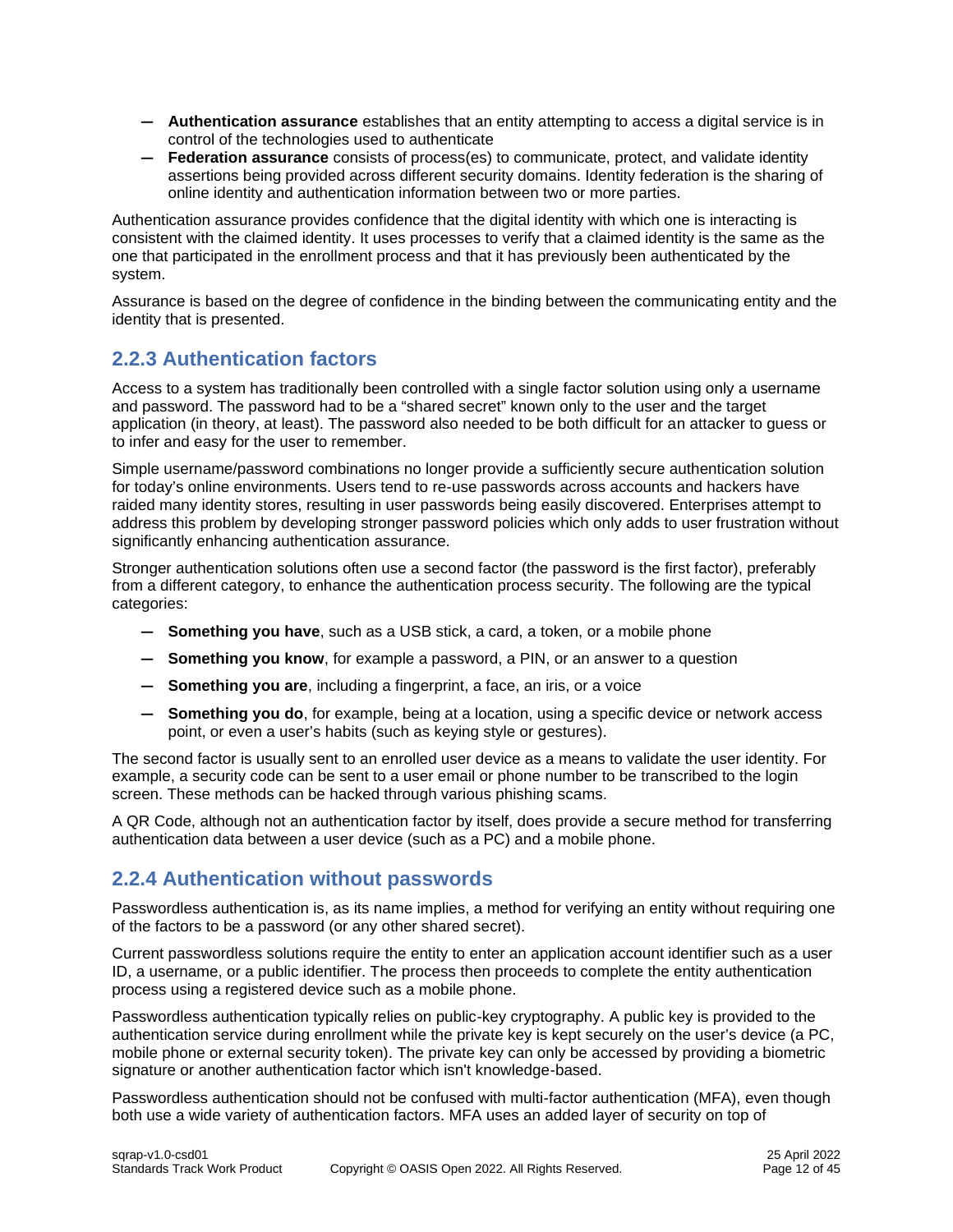- **Authentication assurance** establishes that an entity attempting to access a digital service is in control of the technologies used to authenticate
- **Federation assurance** consists of process(es) to communicate, protect, and validate identity assertions being provided across different security domains. Identity federation is the sharing of online identity and authentication information between two or more parties.

Authentication assurance provides confidence that the digital identity with which one is interacting is consistent with the claimed identity. It uses processes to verify that a claimed identity is the same as the one that participated in the enrollment process and that it has previously been authenticated by the system.

Assurance is based on the degree of confidence in the binding between the communicating entity and the identity that is presented.

### 2.2.3 Authentication factors

Access to a system has traditionally been controlled with a single factor solution using only a username and password. The password had to be a "shared secret" known only to the user and the target application (in theory, at least). The password also needed to be both difficult for an attacker to guess or to infer and easy for the user to remember.

Simple username/password combinations no longer provide a sufficiently secure authentication solution for today's online environments. Users tend to re-use passwords across accounts and hackers have raided many identity stores, resulting in user passwords being easily discovered. Enterprises attempt to address this problem by developing stronger password policies which only adds to user frustration without significantly enhancing authentication assurance.

Stronger authentication solutions often use a second factor (the password is the first factor), preferably from a different category, to enhance the authentication process security. The following are the typical categories:

- **Something you have**, such as a USB stick, a card, a token, or a mobile phone
- **Something you know**, for example a password, a PIN, or an answer to a question
- **Something you are**, including a fingerprint, a face, an iris, or a voice
- **Something you do**, for example, being at a location, using a specific device or network access point, or even a user's habits (such as keying style or gestures).

The second factor is usually sent to an enrolled user device as a means to validate the user identity. For example, a security code can be sent to a user email or phone number to be transcribed to the login screen. These methods can be hacked through various phishing scams.

A QR Code, although not an authentication factor by itself, does provide a secure method for transferring authentication data between a user device (such as a PC) and a mobile phone.

### 2.2.4 Authentication without passwords

Passwordless authentication is, as its name implies, a method for verifying an entity without requiring one of the factors to be a password (or any other shared secret).

Current passwordless solutions require the entity to enter an application account identifier such as a user ID, a username, or a public identifier. The process then proceeds to complete the entity authentication process using a registered device such as a mobile phone.

Passwordless authentication typically relies on public-key cryptography. A public key is provided to the authentication service during enrollment while the private key is kept securely on the user's device (a PC, mobile phone or external security token). The private key can only be accessed by providing a biometric signature or another authentication factor which isn't knowledge-based.

Passwordless authentication should not be confused with multi-factor authentication (MFA), even though both use a wide variety of authentication factors. MFA uses an added layer of security on top of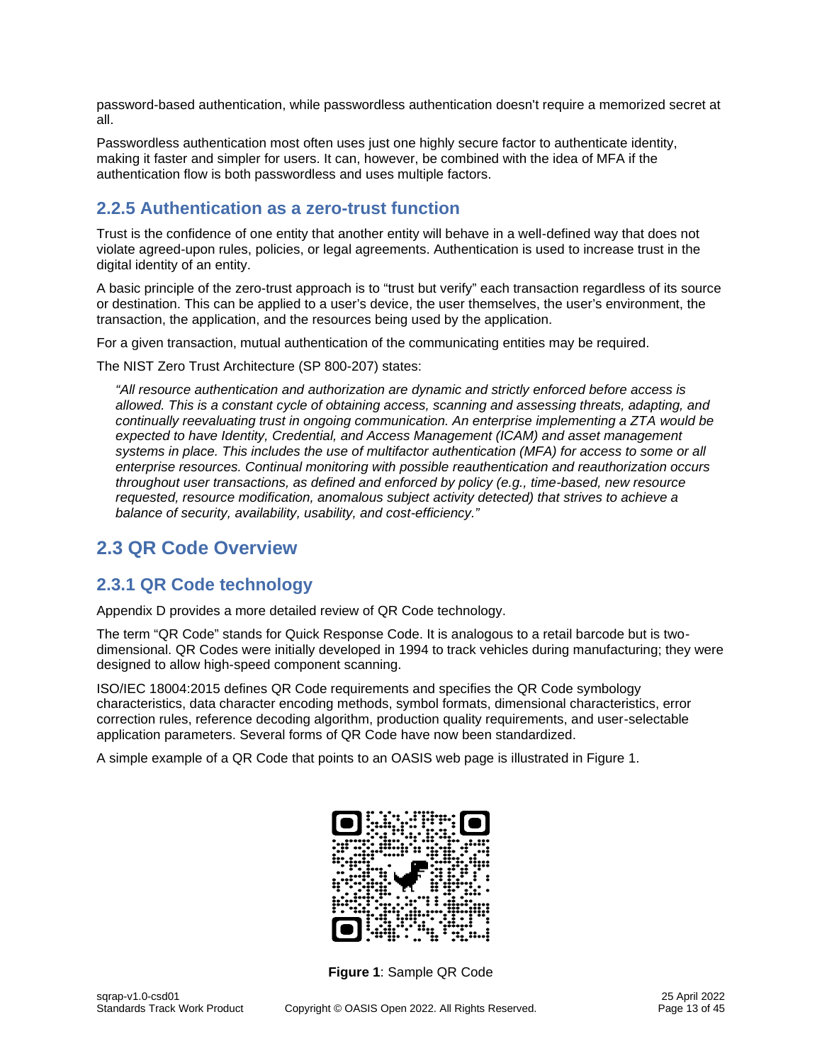password-based authentication, while passwordless authentication doesn't require a memorized secret at all.

Passwordless authentication most often uses just one highly secure factor to authenticate identity, making it faster and simpler for users. It can, however, be combined with the idea of MFA if the authentication flow is both passwordless and uses multiple factors.

### 2.2.5 Authentication as a zero-trust function

Trust is the confidence of one entity that another entity will behave in a well-defined way that does not violate agreed-upon rules, policies, or legal agreements. Authentication is used to increase trust in the digital identity of an entity.

A basic principle of the zero-trust approach is to "trust but verify" each transaction regardless of its source or destination. This can be applied to a user's device, the user themselves, the user's environment, the transaction, the application, and the resources being used by the application.

For a given transaction, mutual authentication of the communicating entities may be required.

The NIST Zero Trust Architecture (SP 800-207) states:

> *"All resource authentication and authorization are dynamic and strictly enforced before access is allowed. This is a constant cycle of obtaining access, scanning and assessing threats, adapting, and continually reevaluating trust in ongoing communication. An enterprise implementing a ZTA would be expected to have Identity, Credential, and Access Management (ICAM) and asset management systems in place. This includes the use of multifactor authentication (MFA) for access to some or all enterprise resources. Continual monitoring with possible reauthentication and reauthorization occurs throughout user transactions, as defined and enforced by policy (e.g., time-based, new resource requested, resource modification, anomalous subject activity detected) that strives to achieve a balance of security, availability, usability, and cost-efficiency."*

## 2.3 QR Code Overview

### 2.3.1 QR Code technology

Appendix D provides a more detailed review of QR Code technology.

The term "QR Code" stands for Quick Response Code. It is analogous to a retail barcode but is two-dimensional. QR Codes were initially developed in 1994 to track vehicles during manufacturing; they were designed to allow high-speed component scanning.

ISO/IEC 18004:2015 defines QR Code requirements and specifies the QR Code symbology characteristics, data character encoding methods, symbol formats, dimensional characteristics, error correction rules, reference decoding algorithm, production quality requirements, and user-selectable application parameters. Several forms of QR Code have now been standardized.

A simple example of a QR Code that points to an OASIS web page is illustrated in Figure 1.

**Figure 1**: Sample QR Code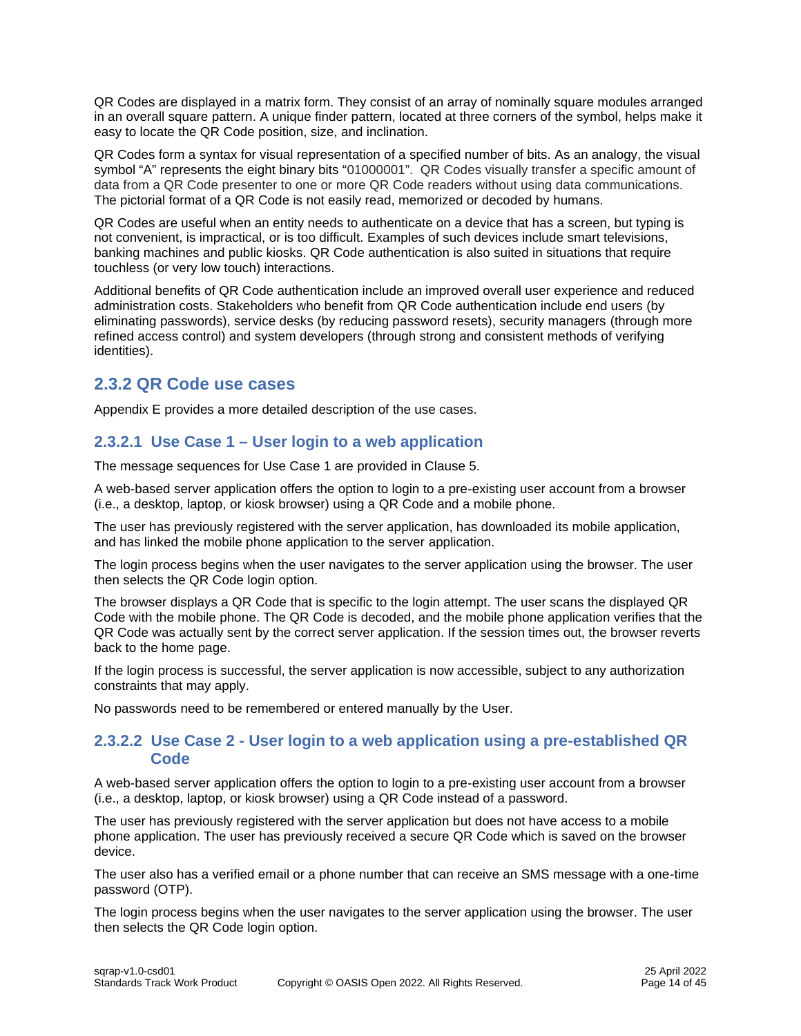QR Codes are displayed in a matrix form. They consist of an array of nominally square modules arranged in an overall square pattern. A unique finder pattern, located at three corners of the symbol, helps make it easy to locate the QR Code position, size, and inclination.

QR Codes form a syntax for visual representation of a specified number of bits. As an analogy, the visual symbol "A" represents the eight binary bits "01000001". QR Codes visually transfer a specific amount of data from a QR Code presenter to one or more QR Code readers without using data communications. The pictorial format of a QR Code is not easily read, memorized or decoded by humans.

QR Codes are useful when an entity needs to authenticate on a device that has a screen, but typing is not convenient, is impractical, or is too difficult. Examples of such devices include smart televisions, banking machines and public kiosks. QR Code authentication is also suited in situations that require touchless (or very low touch) interactions.

Additional benefits of QR Code authentication include an improved overall user experience and reduced administration costs. Stakeholders who benefit from QR Code authentication include end users (by eliminating passwords), service desks (by reducing password resets), security managers (through more refined access control) and system developers (through strong and consistent methods of verifying identities).

### 2.3.2 QR Code use cases

Appendix E provides a more detailed description of the use cases.

#### 2.3.2.1 Use Case 1 – User login to a web application

The message sequences for Use Case 1 are provided in Clause 5.

A web-based server application offers the option to login to a pre-existing user account from a browser (i.e., a desktop, laptop, or kiosk browser) using a QR Code and a mobile phone.

The user has previously registered with the server application, has downloaded its mobile application, and has linked the mobile phone application to the server application.

The login process begins when the user navigates to the server application using the browser. The user then selects the QR Code login option.

The browser displays a QR Code that is specific to the login attempt. The user scans the displayed QR Code with the mobile phone. The QR Code is decoded, and the mobile phone application verifies that the QR Code was actually sent by the correct server application. If the session times out, the browser reverts back to the home page.

If the login process is successful, the server application is now accessible, subject to any authorization constraints that may apply.

No passwords need to be remembered or entered manually by the User.

#### 2.3.2.2 Use Case 2 - User login to a web application using a pre-established QR Code

A web-based server application offers the option to login to a pre-existing user account from a browser (i.e., a desktop, laptop, or kiosk browser) using a QR Code instead of a password.

The user has previously registered with the server application but does not have access to a mobile phone application. The user has previously received a secure QR Code which is saved on the browser device.

The user also has a verified email or a phone number that can receive an SMS message with a one-time password (OTP).

The login process begins when the user navigates to the server application using the browser. The user then selects the QR Code login option.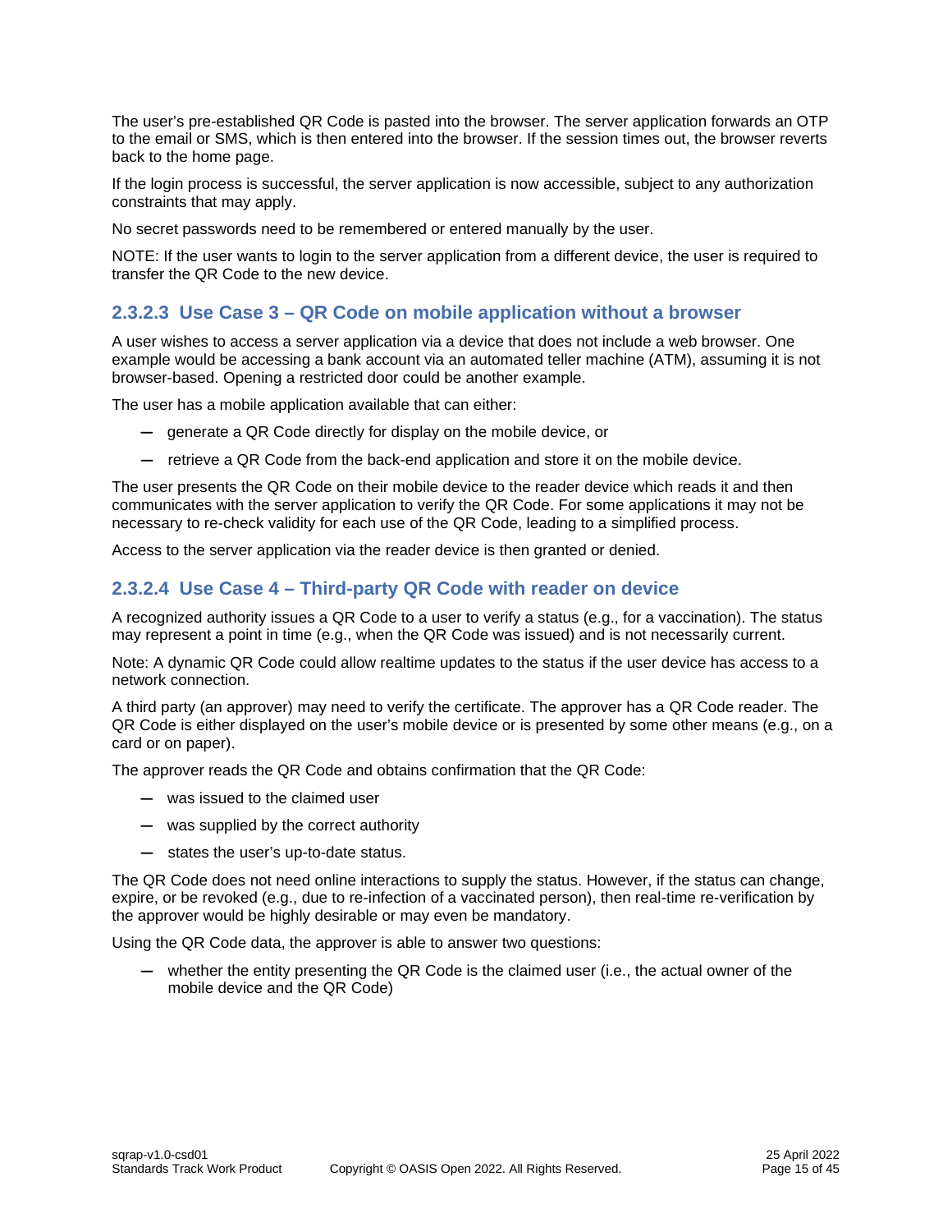The user's pre-established QR Code is pasted into the browser. The server application forwards an OTP to the email or SMS, which is then entered into the browser. If the session times out, the browser reverts back to the home page.

If the login process is successful, the server application is now accessible, subject to any authorization constraints that may apply.

No secret passwords need to be remembered or entered manually by the user.

NOTE: If the user wants to login to the server application from a different device, the user is required to transfer the QR Code to the new device.

#### 2.3.2.3 Use Case 3 – QR Code on mobile application without a browser

A user wishes to access a server application via a device that does not include a web browser. One example would be accessing a bank account via an automated teller machine (ATM), assuming it is not browser-based. Opening a restricted door could be another example.

The user has a mobile application available that can either:

- generate a QR Code directly for display on the mobile device, or
- retrieve a QR Code from the back-end application and store it on the mobile device.

The user presents the QR Code on their mobile device to the reader device which reads it and then communicates with the server application to verify the QR Code. For some applications it may not be necessary to re-check validity for each use of the QR Code, leading to a simplified process.

Access to the server application via the reader device is then granted or denied.

#### 2.3.2.4 Use Case 4 – Third-party QR Code with reader on device

A recognized authority issues a QR Code to a user to verify a status (e.g., for a vaccination). The status may represent a point in time (e.g., when the QR Code was issued) and is not necessarily current.

Note: A dynamic QR Code could allow realtime updates to the status if the user device has access to a network connection.

A third party (an approver) may need to verify the certificate. The approver has a QR Code reader. The QR Code is either displayed on the user's mobile device or is presented by some other means (e.g., on a card or on paper).

The approver reads the QR Code and obtains confirmation that the QR Code:

- was issued to the claimed user
- was supplied by the correct authority
- states the user's up-to-date status.

The QR Code does not need online interactions to supply the status. However, if the status can change, expire, or be revoked (e.g., due to re-infection of a vaccinated person), then real-time re-verification by the approver would be highly desirable or may even be mandatory.

Using the QR Code data, the approver is able to answer two questions:

- whether the entity presenting the QR Code is the claimed user (i.e., the actual owner of the mobile device and the QR Code)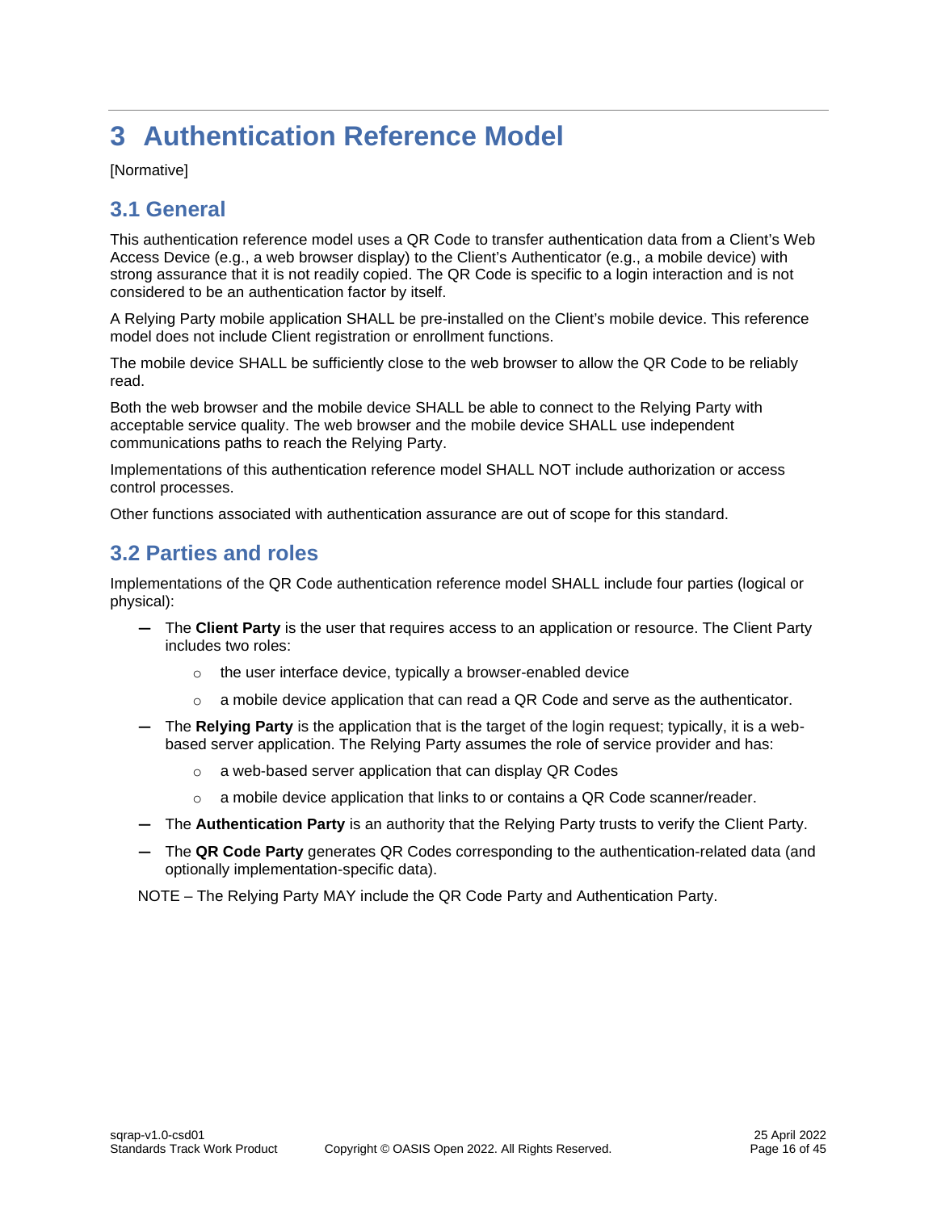# 3 Authentication Reference Model

[Normative]

## 3.1 General

This authentication reference model uses a QR Code to transfer authentication data from a Client's Web Access Device (e.g., a web browser display) to the Client's Authenticator (e.g., a mobile device) with strong assurance that it is not readily copied. The QR Code is specific to a login interaction and is not considered to be an authentication factor by itself.

A Relying Party mobile application SHALL be pre-installed on the Client's mobile device. This reference model does not include Client registration or enrollment functions.

The mobile device SHALL be sufficiently close to the web browser to allow the QR Code to be reliably read.

Both the web browser and the mobile device SHALL be able to connect to the Relying Party with acceptable service quality. The web browser and the mobile device SHALL use independent communications paths to reach the Relying Party.

Implementations of this authentication reference model SHALL NOT include authorization or access control processes.

Other functions associated with authentication assurance are out of scope for this standard.

## 3.2 Parties and roles

Implementations of the QR Code authentication reference model SHALL include four parties (logical or physical):

- The **Client Party** is the user that requires access to an application or resource. The Client Party includes two roles:
  - the user interface device, typically a browser-enabled device
  - a mobile device application that can read a QR Code and serve as the authenticator.
- The **Relying Party** is the application that is the target of the login request; typically, it is a web-based server application. The Relying Party assumes the role of service provider and has:
  - a web-based server application that can display QR Codes
  - a mobile device application that links to or contains a QR Code scanner/reader.
- The **Authentication Party** is an authority that the Relying Party trusts to verify the Client Party.
- The **QR Code Party** generates QR Codes corresponding to the authentication-related data (and optionally implementation-specific data).

NOTE – The Relying Party MAY include the QR Code Party and Authentication Party.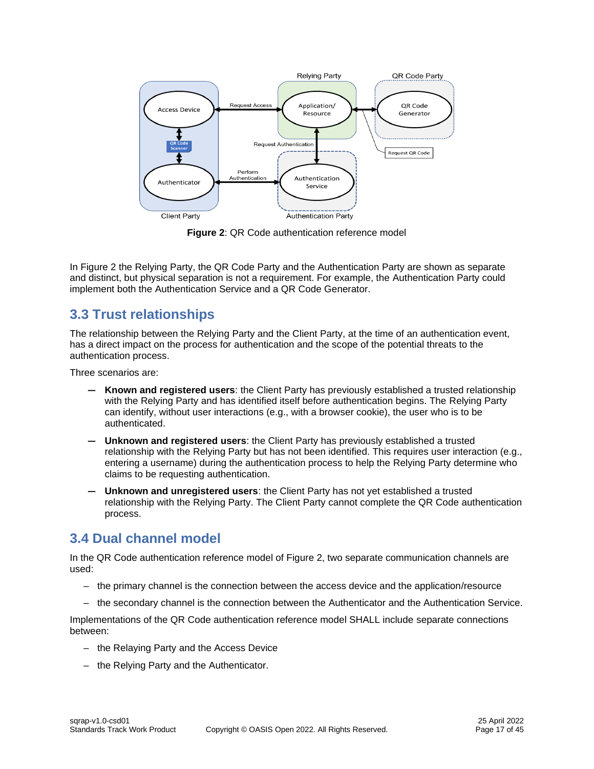**Figure 2**: QR Code authentication reference model

In Figure 2 the Relying Party, the QR Code Party and the Authentication Party are shown as separate and distinct, but physical separation is not a requirement. For example, the Authentication Party could implement both the Authentication Service and a QR Code Generator.

## 3.3 Trust relationships

The relationship between the Relying Party and the Client Party, at the time of an authentication event, has a direct impact on the process for authentication and the scope of the potential threats to the authentication process.

Three scenarios are:

— **Known and registered users**: the Client Party has previously established a trusted relationship with the Relying Party and has identified itself before authentication begins. The Relying Party can identify, without user interactions (e.g., with a browser cookie), the user who is to be authenticated.

— **Unknown and registered users**: the Client Party has previously established a trusted relationship with the Relying Party but has not been identified. This requires user interaction (e.g., entering a username) during the authentication process to help the Relying Party determine who claims to be requesting authentication.

— **Unknown and unregistered users**: the Client Party has not yet established a trusted relationship with the Relying Party. The Client Party cannot complete the QR Code authentication process.

## 3.4 Dual channel model

In the QR Code authentication reference model of Figure 2, two separate communication channels are used:

– the primary channel is the connection between the access device and the application/resource

– the secondary channel is the connection between the Authenticator and the Authentication Service.

Implementations of the QR Code authentication reference model SHALL include separate connections between:

– the Relaying Party and the Access Device

– the Relying Party and the Authenticator.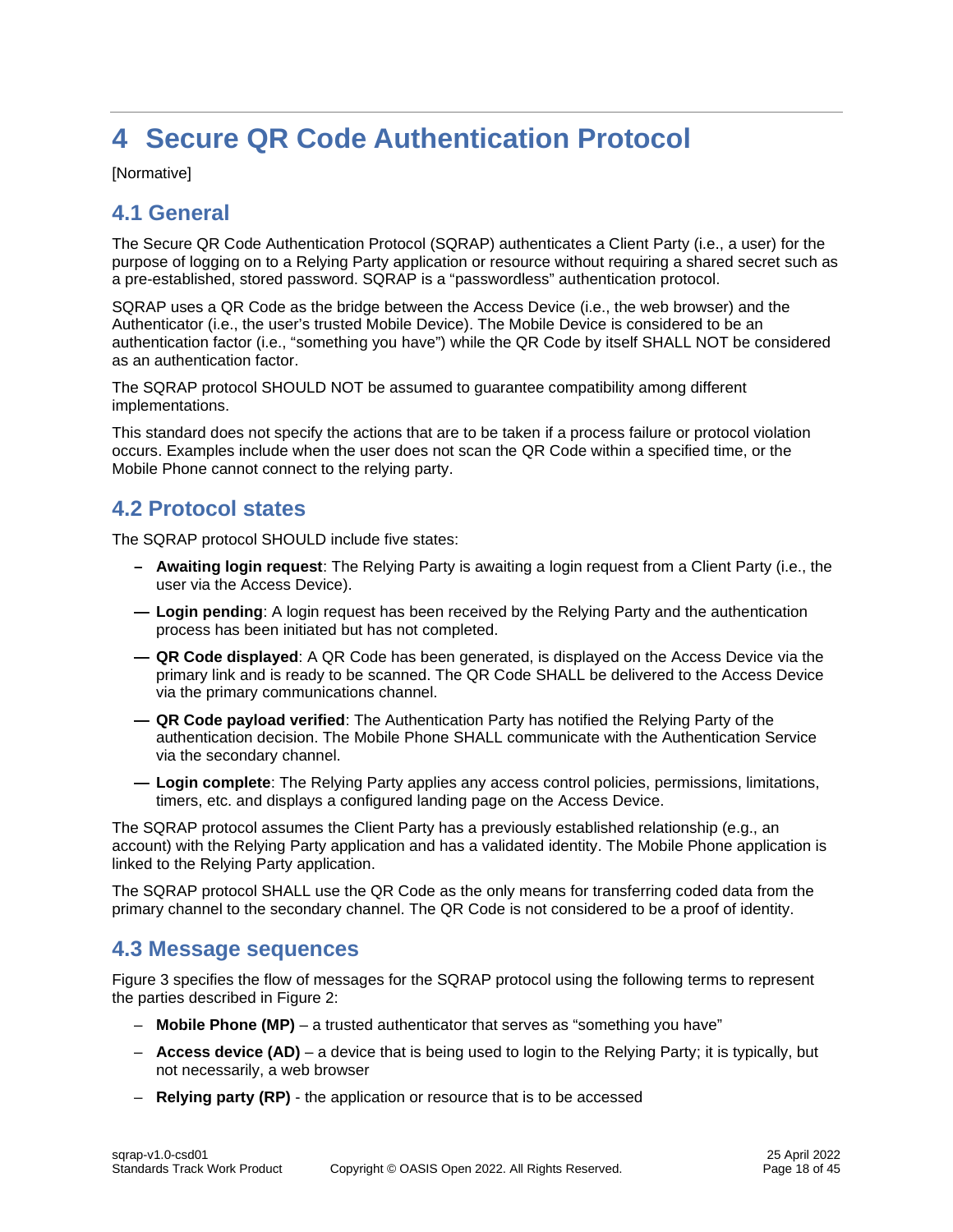# 4 Secure QR Code Authentication Protocol

[Normative]

## 4.1 General

The Secure QR Code Authentication Protocol (SQRAP) authenticates a Client Party (i.e., a user) for the purpose of logging on to a Relying Party application or resource without requiring a shared secret such as a pre-established, stored password. SQRAP is a "passwordless" authentication protocol.

SQRAP uses a QR Code as the bridge between the Access Device (i.e., the web browser) and the Authenticator (i.e., the user's trusted Mobile Device). The Mobile Device is considered to be an authentication factor (i.e., "something you have") while the QR Code by itself SHALL NOT be considered as an authentication factor.

The SQRAP protocol SHOULD NOT be assumed to guarantee compatibility among different implementations.

This standard does not specify the actions that are to be taken if a process failure or protocol violation occurs. Examples include when the user does not scan the QR Code within a specified time, or the Mobile Phone cannot connect to the relying party.

## 4.2 Protocol states

The SQRAP protocol SHOULD include five states:

- **Awaiting login request**: The Relying Party is awaiting a login request from a Client Party (i.e., the user via the Access Device).
- **Login pending**: A login request has been received by the Relying Party and the authentication process has been initiated but has not completed.
- **QR Code displayed**: A QR Code has been generated, is displayed on the Access Device via the primary link and is ready to be scanned. The QR Code SHALL be delivered to the Access Device via the primary communications channel.
- **QR Code payload verified**: The Authentication Party has notified the Relying Party of the authentication decision. The Mobile Phone SHALL communicate with the Authentication Service via the secondary channel.
- **Login complete**: The Relying Party applies any access control policies, permissions, limitations, timers, etc. and displays a configured landing page on the Access Device.

The SQRAP protocol assumes the Client Party has a previously established relationship (e.g., an account) with the Relying Party application and has a validated identity. The Mobile Phone application is linked to the Relying Party application.

The SQRAP protocol SHALL use the QR Code as the only means for transferring coded data from the primary channel to the secondary channel. The QR Code is not considered to be a proof of identity.

## 4.3 Message sequences

Figure 3 specifies the flow of messages for the SQRAP protocol using the following terms to represent the parties described in Figure 2:

- **Mobile Phone (MP)** – a trusted authenticator that serves as "something you have"
- **Access device (AD)** – a device that is being used to login to the Relying Party; it is typically, but not necessarily, a web browser
- **Relying party (RP)** - the application or resource that is to be accessed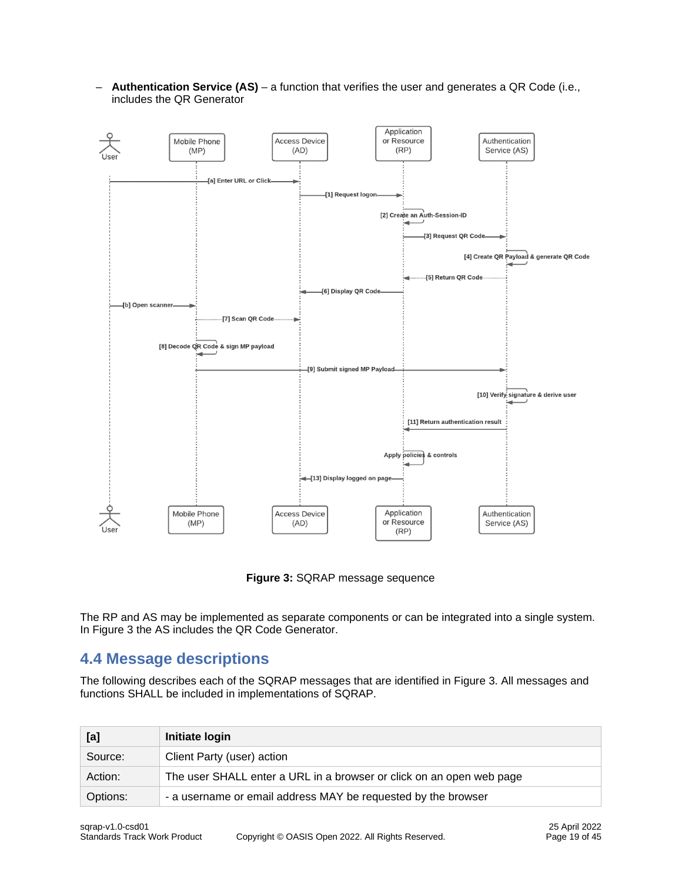- **Authentication Service (AS)** – a function that verifies the user and generates a QR Code (i.e., includes the QR Generator

**Figure 3:** SQRAP message sequence

The RP and AS may be implemented as separate components or can be integrated into a single system. In Figure 3 the AS includes the QR Code Generator.

## 4.4 Message descriptions

The following describes each of the SQRAP messages that are identified in Figure 3. All messages and functions SHALL be included in implementations of SQRAP.

| [a] | Initiate login |
|---|---|
| Source: | Client Party (user) action |
| Action: | The user SHALL enter a URL in a browser or click on an open web page |
| Options: | - a username or email address MAY be requested by the browser |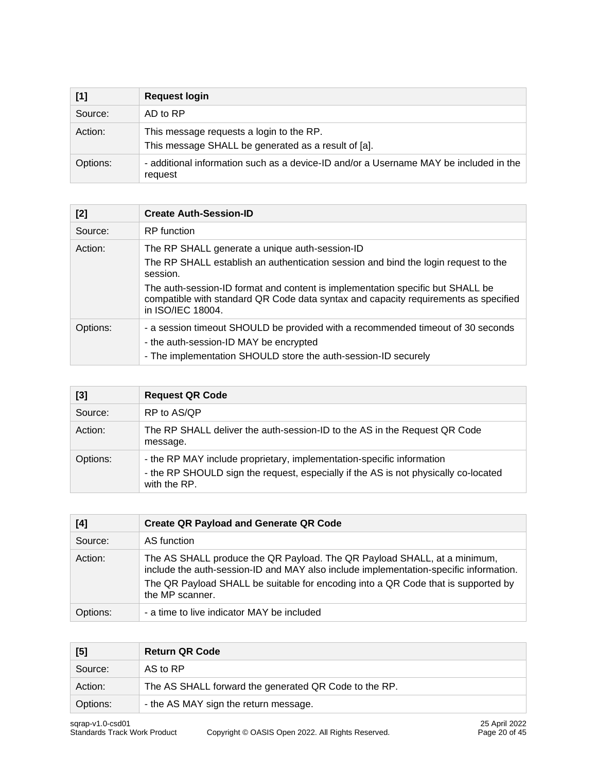| [1] | **Request login** |
| --- | --- |
| Source: | AD to RP |
| Action: | This message requests a login to the RP.<br>This message SHALL be generated as a result of [a]. |
| Options: | - additional information such as a device-ID and/or a Username MAY be included in the request |

| [2] | **Create Auth-Session-ID** |
| --- | --- |
| Source: | RP function |
| Action: | The RP SHALL generate a unique auth-session-ID<br>The RP SHALL establish an authentication session and bind the login request to the session.<br>The auth-session-ID format and content is implementation specific but SHALL be compatible with standard QR Code data syntax and capacity requirements as specified in ISO/IEC 18004. |
| Options: | - a session timeout SHOULD be provided with a recommended timeout of 30 seconds<br>- the auth-session-ID MAY be encrypted<br>- The implementation SHOULD store the auth-session-ID securely |

| [3] | **Request QR Code** |
| --- | --- |
| Source: | RP to AS/QP |
| Action: | The RP SHALL deliver the auth-session-ID to the AS in the Request QR Code message. |
| Options: | - the RP MAY include proprietary, implementation-specific information<br>- the RP SHOULD sign the request, especially if the AS is not physically co-located with the RP. |

| [4] | **Create QR Payload and Generate QR Code** |
| --- | --- |
| Source: | AS function |
| Action: | The AS SHALL produce the QR Payload. The QR Payload SHALL, at a minimum, include the auth-session-ID and MAY also include implementation-specific information.<br>The QR Payload SHALL be suitable for encoding into a QR Code that is supported by the MP scanner. |
| Options: | - a time to live indicator MAY be included |

| [5] | **Return QR Code** |
| --- | --- |
| Source: | AS to RP |
| Action: | The AS SHALL forward the generated QR Code to the RP. |
| Options: | - the AS MAY sign the return message. |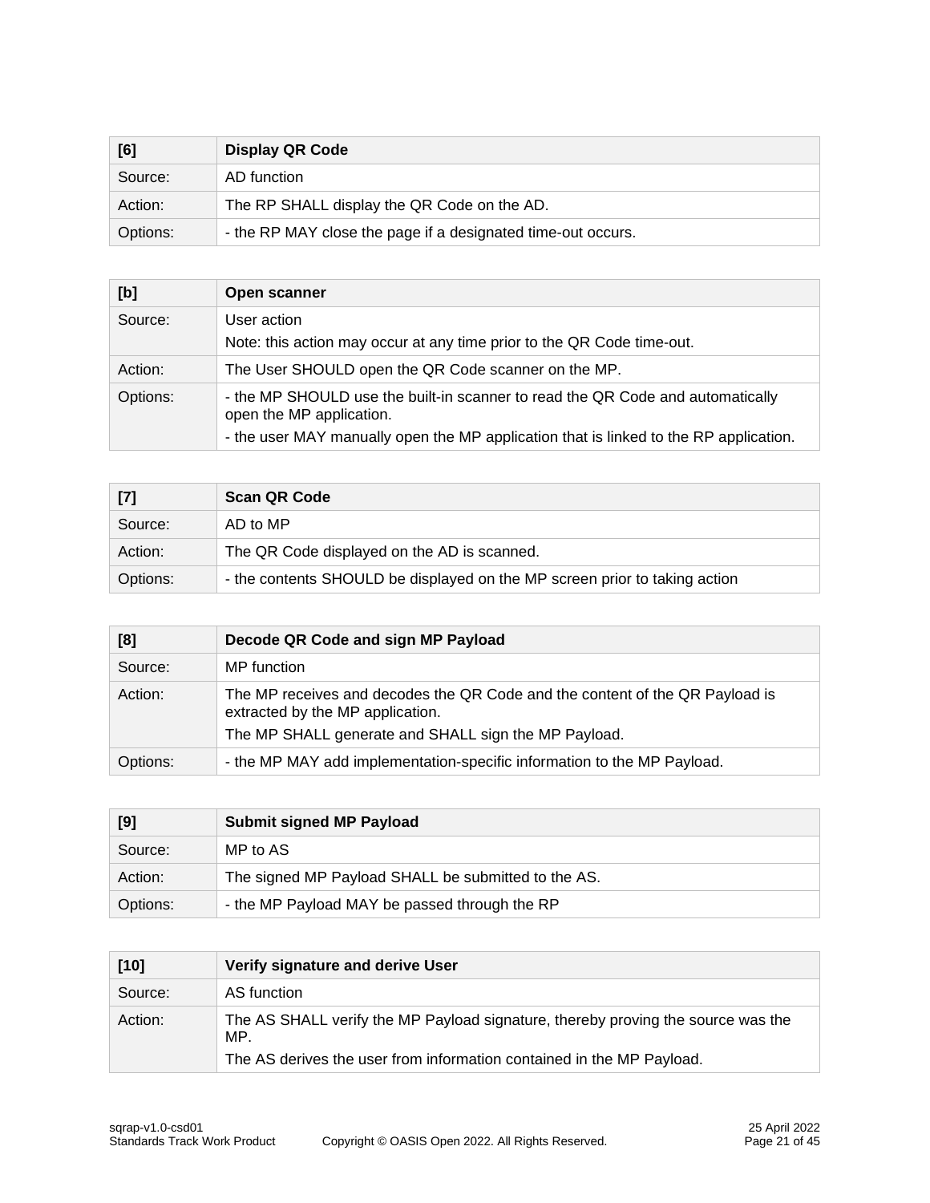| [6] | Display QR Code |
|---|---|
| Source: | AD function |
| Action: | The RP SHALL display the QR Code on the AD. |
| Options: | - the RP MAY close the page if a designated time-out occurs. |

| [b] | Open scanner |
|---|---|
| Source: | User action<br>Note: this action may occur at any time prior to the QR Code time-out. |
| Action: | The User SHOULD open the QR Code scanner on the MP. |
| Options: | - the MP SHOULD use the built-in scanner to read the QR Code and automatically open the MP application.<br>- the user MAY manually open the MP application that is linked to the RP application. |

| [7] | Scan QR Code |
|---|---|
| Source: | AD to MP |
| Action: | The QR Code displayed on the AD is scanned. |
| Options: | - the contents SHOULD be displayed on the MP screen prior to taking action |

| [8] | Decode QR Code and sign MP Payload |
|---|---|
| Source: | MP function |
| Action: | The MP receives and decodes the QR Code and the content of the QR Payload is extracted by the MP application.<br>The MP SHALL generate and SHALL sign the MP Payload. |
| Options: | - the MP MAY add implementation-specific information to the MP Payload. |

| [9] | Submit signed MP Payload |
|---|---|
| Source: | MP to AS |
| Action: | The signed MP Payload SHALL be submitted to the AS. |
| Options: | - the MP Payload MAY be passed through the RP |

| [10] | Verify signature and derive User |
|---|---|
| Source: | AS function |
| Action: | The AS SHALL verify the MP Payload signature, thereby proving the source was the MP.<br>The AS derives the user from information contained in the MP Payload. |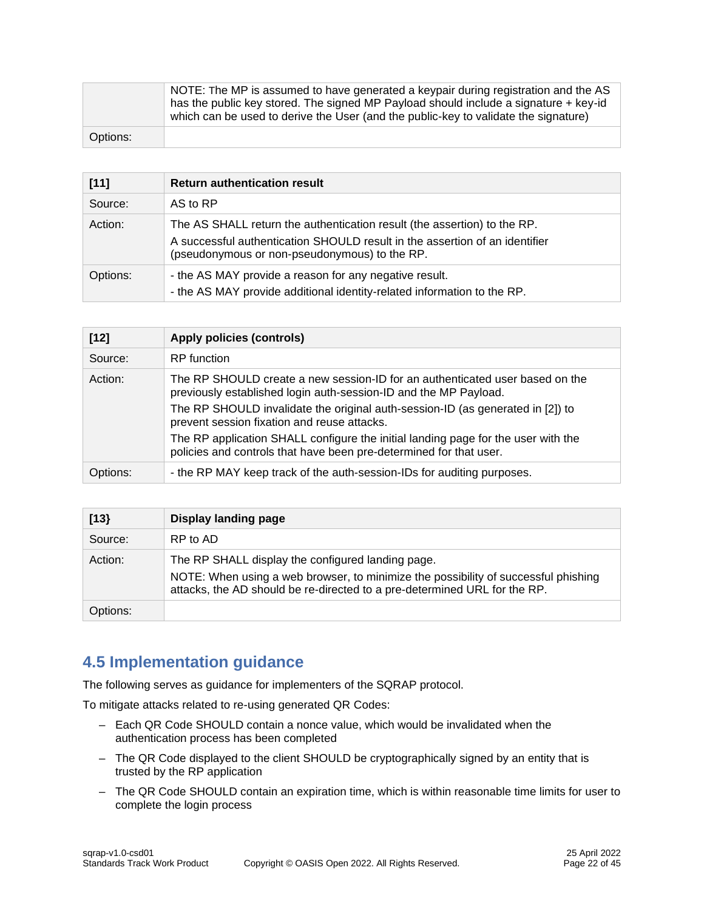| | NOTE: The MP is assumed to have generated a keypair during registration and the AS has the public key stored. The signed MP Payload should include a signature + key-id which can be used to derive the User (and the public-key to validate the signature) |
|---|---|
| Options: | |

| [11] | Return authentication result |
|---|---|
| Source: | AS to RP |
| Action: | The AS SHALL return the authentication result (the assertion) to the RP.<br>A successful authentication SHOULD result in the assertion of an identifier (pseudonymous or non-pseudonymous) to the RP. |
| Options: | - the AS MAY provide a reason for any negative result.<br>- the AS MAY provide additional identity-related information to the RP. |

| [12] | Apply policies (controls) |
|---|---|
| Source: | RP function |
| Action: | The RP SHOULD create a new session-ID for an authenticated user based on the previously established login auth-session-ID and the MP Payload.<br>The RP SHOULD invalidate the original auth-session-ID (as generated in [2]) to prevent session fixation and reuse attacks.<br>The RP application SHALL configure the initial landing page for the user with the policies and controls that have been pre-determined for that user. |
| Options: | - the RP MAY keep track of the auth-session-IDs for auditing purposes. |

| [13} | Display landing page |
|---|---|
| Source: | RP to AD |
| Action: | The RP SHALL display the configured landing page.<br>NOTE: When using a web browser, to minimize the possibility of successful phishing attacks, the AD should be re-directed to a pre-determined URL for the RP. |
| Options: | |

## 4.5 Implementation guidance

The following serves as guidance for implementers of the SQRAP protocol.

To mitigate attacks related to re-using generated QR Codes:

- Each QR Code SHOULD contain a nonce value, which would be invalidated when the authentication process has been completed
- The QR Code displayed to the client SHOULD be cryptographically signed by an entity that is trusted by the RP application
- The QR Code SHOULD contain an expiration time, which is within reasonable time limits for user to complete the login process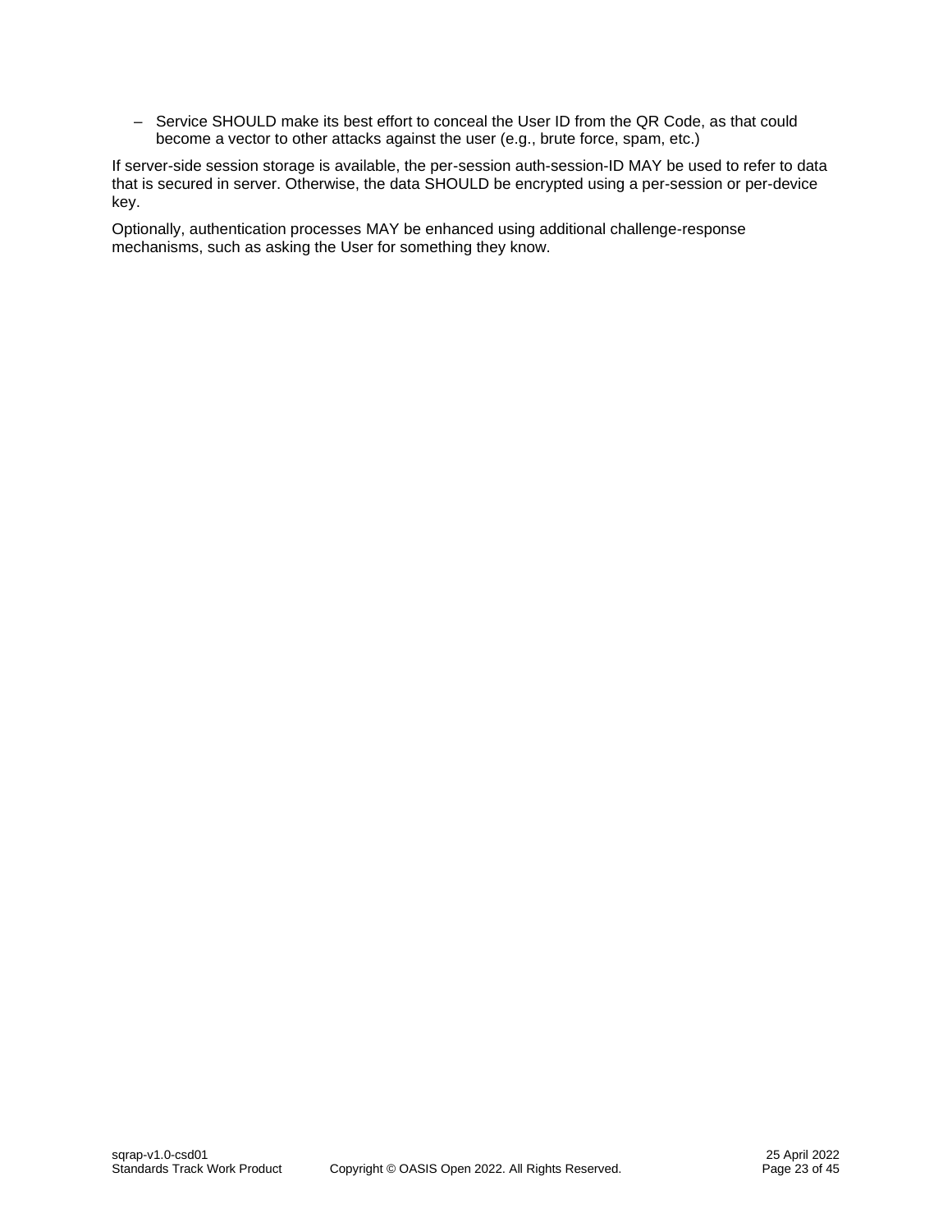- Service SHOULD make its best effort to conceal the User ID from the QR Code, as that could become a vector to other attacks against the user (e.g., brute force, spam, etc.)

If server-side session storage is available, the per-session auth-session-ID MAY be used to refer to data that is secured in server. Otherwise, the data SHOULD be encrypted using a per-session or per-device key.

Optionally, authentication processes MAY be enhanced using additional challenge-response mechanisms, such as asking the User for something they know.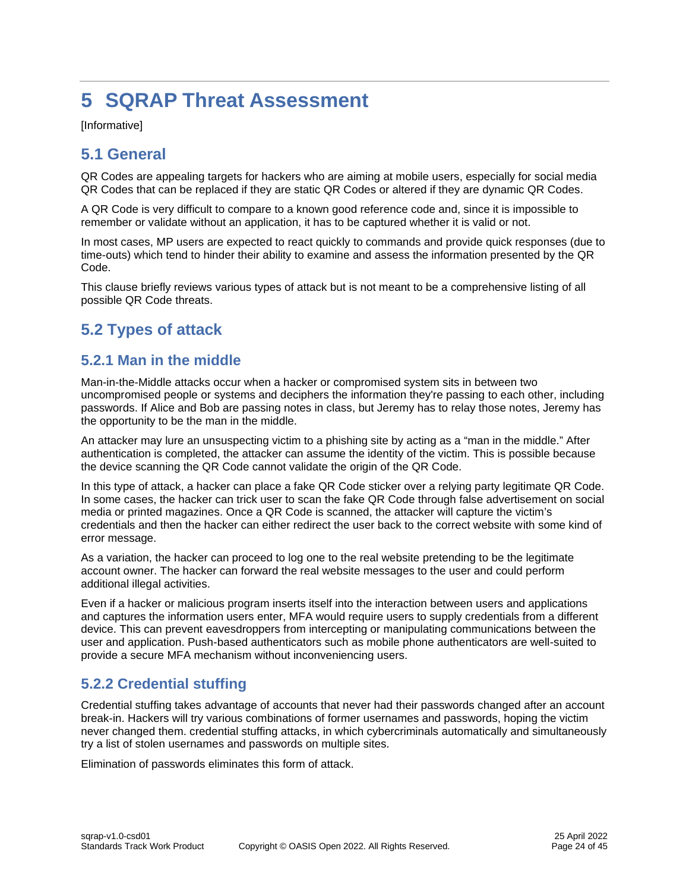# 5 SQRAP Threat Assessment

[Informative]

## 5.1 General

QR Codes are appealing targets for hackers who are aiming at mobile users, especially for social media QR Codes that can be replaced if they are static QR Codes or altered if they are dynamic QR Codes.

A QR Code is very difficult to compare to a known good reference code and, since it is impossible to remember or validate without an application, it has to be captured whether it is valid or not.

In most cases, MP users are expected to react quickly to commands and provide quick responses (due to time-outs) which tend to hinder their ability to examine and assess the information presented by the QR Code.

This clause briefly reviews various types of attack but is not meant to be a comprehensive listing of all possible QR Code threats.

## 5.2 Types of attack

### 5.2.1 Man in the middle

Man-in-the-Middle attacks occur when a hacker or compromised system sits in between two uncompromised people or systems and deciphers the information they're passing to each other, including passwords. If Alice and Bob are passing notes in class, but Jeremy has to relay those notes, Jeremy has the opportunity to be the man in the middle.

An attacker may lure an unsuspecting victim to a phishing site by acting as a "man in the middle." After authentication is completed, the attacker can assume the identity of the victim. This is possible because the device scanning the QR Code cannot validate the origin of the QR Code.

In this type of attack, a hacker can place a fake QR Code sticker over a relying party legitimate QR Code. In some cases, the hacker can trick user to scan the fake QR Code through false advertisement on social media or printed magazines. Once a QR Code is scanned, the attacker will capture the victim's credentials and then the hacker can either redirect the user back to the correct website with some kind of error message.

As a variation, the hacker can proceed to log one to the real website pretending to be the legitimate account owner. The hacker can forward the real website messages to the user and could perform additional illegal activities.

Even if a hacker or malicious program inserts itself into the interaction between users and applications and captures the information users enter, MFA would require users to supply credentials from a different device. This can prevent eavesdroppers from intercepting or manipulating communications between the user and application. Push-based authenticators such as mobile phone authenticators are well-suited to provide a secure MFA mechanism without inconveniencing users.

### 5.2.2 Credential stuffing

Credential stuffing takes advantage of accounts that never had their passwords changed after an account break-in. Hackers will try various combinations of former usernames and passwords, hoping the victim never changed them. credential stuffing attacks, in which cybercriminals automatically and simultaneously try a list of stolen usernames and passwords on multiple sites.

Elimination of passwords eliminates this form of attack.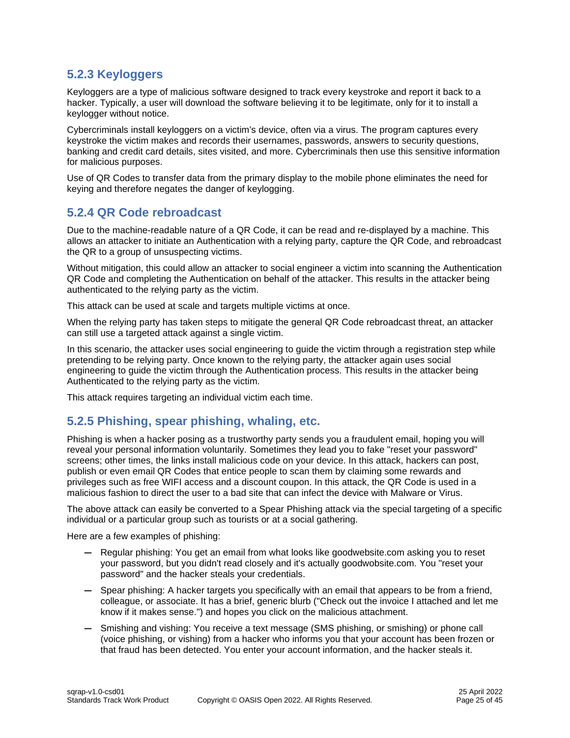### 5.2.3 Keyloggers

Keyloggers are a type of malicious software designed to track every keystroke and report it back to a hacker. Typically, a user will download the software believing it to be legitimate, only for it to install a keylogger without notice.

Cybercriminals install keyloggers on a victim's device, often via a virus. The program captures every keystroke the victim makes and records their usernames, passwords, answers to security questions, banking and credit card details, sites visited, and more. Cybercriminals then use this sensitive information for malicious purposes.

Use of QR Codes to transfer data from the primary display to the mobile phone eliminates the need for keying and therefore negates the danger of keylogging.

### 5.2.4 QR Code rebroadcast

Due to the machine-readable nature of a QR Code, it can be read and re-displayed by a machine. This allows an attacker to initiate an Authentication with a relying party, capture the QR Code, and rebroadcast the QR to a group of unsuspecting victims.

Without mitigation, this could allow an attacker to social engineer a victim into scanning the Authentication QR Code and completing the Authentication on behalf of the attacker. This results in the attacker being authenticated to the relying party as the victim.

This attack can be used at scale and targets multiple victims at once.

When the relying party has taken steps to mitigate the general QR Code rebroadcast threat, an attacker can still use a targeted attack against a single victim.

In this scenario, the attacker uses social engineering to guide the victim through a registration step while pretending to be relying party. Once known to the relying party, the attacker again uses social engineering to guide the victim through the Authentication process. This results in the attacker being Authenticated to the relying party as the victim.

This attack requires targeting an individual victim each time.

### 5.2.5 Phishing, spear phishing, whaling, etc.

Phishing is when a hacker posing as a trustworthy party sends you a fraudulent email, hoping you will reveal your personal information voluntarily. Sometimes they lead you to fake "reset your password" screens; other times, the links install malicious code on your device. In this attack, hackers can post, publish or even email QR Codes that entice people to scan them by claiming some rewards and privileges such as free WIFI access and a discount coupon. In this attack, the QR Code is used in a malicious fashion to direct the user to a bad site that can infect the device with Malware or Virus.

The above attack can easily be converted to a Spear Phishing attack via the special targeting of a specific individual or a particular group such as tourists or at a social gathering.

Here are a few examples of phishing:

- Regular phishing: You get an email from what looks like goodwebsite.com asking you to reset your password, but you didn't read closely and it's actually goodwobsite.com. You "reset your password" and the hacker steals your credentials.
- Spear phishing: A hacker targets you specifically with an email that appears to be from a friend, colleague, or associate. It has a brief, generic blurb ("Check out the invoice I attached and let me know if it makes sense.") and hopes you click on the malicious attachment.
- Smishing and vishing: You receive a text message (SMS phishing, or smishing) or phone call (voice phishing, or vishing) from a hacker who informs you that your account has been frozen or that fraud has been detected. You enter your account information, and the hacker steals it.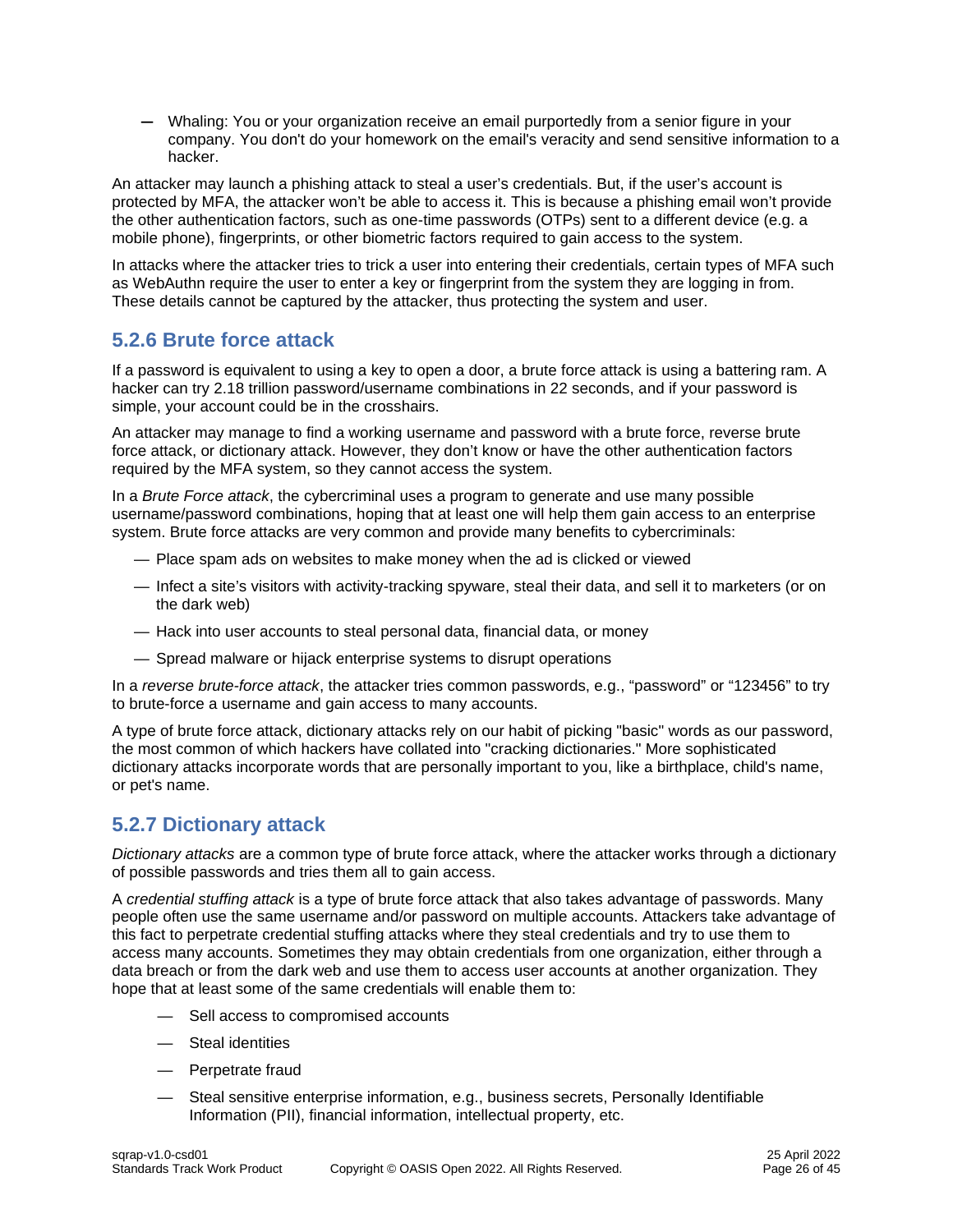- Whaling: You or your organization receive an email purportedly from a senior figure in your company. You don't do your homework on the email's veracity and send sensitive information to a hacker.

An attacker may launch a phishing attack to steal a user's credentials. But, if the user's account is protected by MFA, the attacker won't be able to access it. This is because a phishing email won't provide the other authentication factors, such as one-time passwords (OTPs) sent to a different device (e.g. a mobile phone), fingerprints, or other biometric factors required to gain access to the system.

In attacks where the attacker tries to trick a user into entering their credentials, certain types of MFA such as WebAuthn require the user to enter a key or fingerprint from the system they are logging in from. These details cannot be captured by the attacker, thus protecting the system and user.

### 5.2.6 Brute force attack

If a password is equivalent to using a key to open a door, a brute force attack is using a battering ram. A hacker can try 2.18 trillion password/username combinations in 22 seconds, and if your password is simple, your account could be in the crosshairs.

An attacker may manage to find a working username and password with a brute force, reverse brute force attack, or dictionary attack. However, they don't know or have the other authentication factors required by the MFA system, so they cannot access the system.

In a *Brute Force attack*, the cybercriminal uses a program to generate and use many possible username/password combinations, hoping that at least one will help them gain access to an enterprise system. Brute force attacks are very common and provide many benefits to cybercriminals:

- Place spam ads on websites to make money when the ad is clicked or viewed
- Infect a site's visitors with activity-tracking spyware, steal their data, and sell it to marketers (or on the dark web)
- Hack into user accounts to steal personal data, financial data, or money
- Spread malware or hijack enterprise systems to disrupt operations

In a *reverse brute-force attack*, the attacker tries common passwords, e.g., "password" or "123456" to try to brute-force a username and gain access to many accounts.

A type of brute force attack, dictionary attacks rely on our habit of picking "basic" words as our password, the most common of which hackers have collated into "cracking dictionaries." More sophisticated dictionary attacks incorporate words that are personally important to you, like a birthplace, child's name, or pet's name.

### 5.2.7 Dictionary attack

*Dictionary attacks* are a common type of brute force attack, where the attacker works through a dictionary of possible passwords and tries them all to gain access.

A *credential stuffing attack* is a type of brute force attack that also takes advantage of passwords. Many people often use the same username and/or password on multiple accounts. Attackers take advantage of this fact to perpetrate credential stuffing attacks where they steal credentials and try to use them to access many accounts. Sometimes they may obtain credentials from one organization, either through a data breach or from the dark web and use them to access user accounts at another organization. They hope that at least some of the same credentials will enable them to:

- Sell access to compromised accounts
- Steal identities
- Perpetrate fraud
- Steal sensitive enterprise information, e.g., business secrets, Personally Identifiable Information (PII), financial information, intellectual property, etc.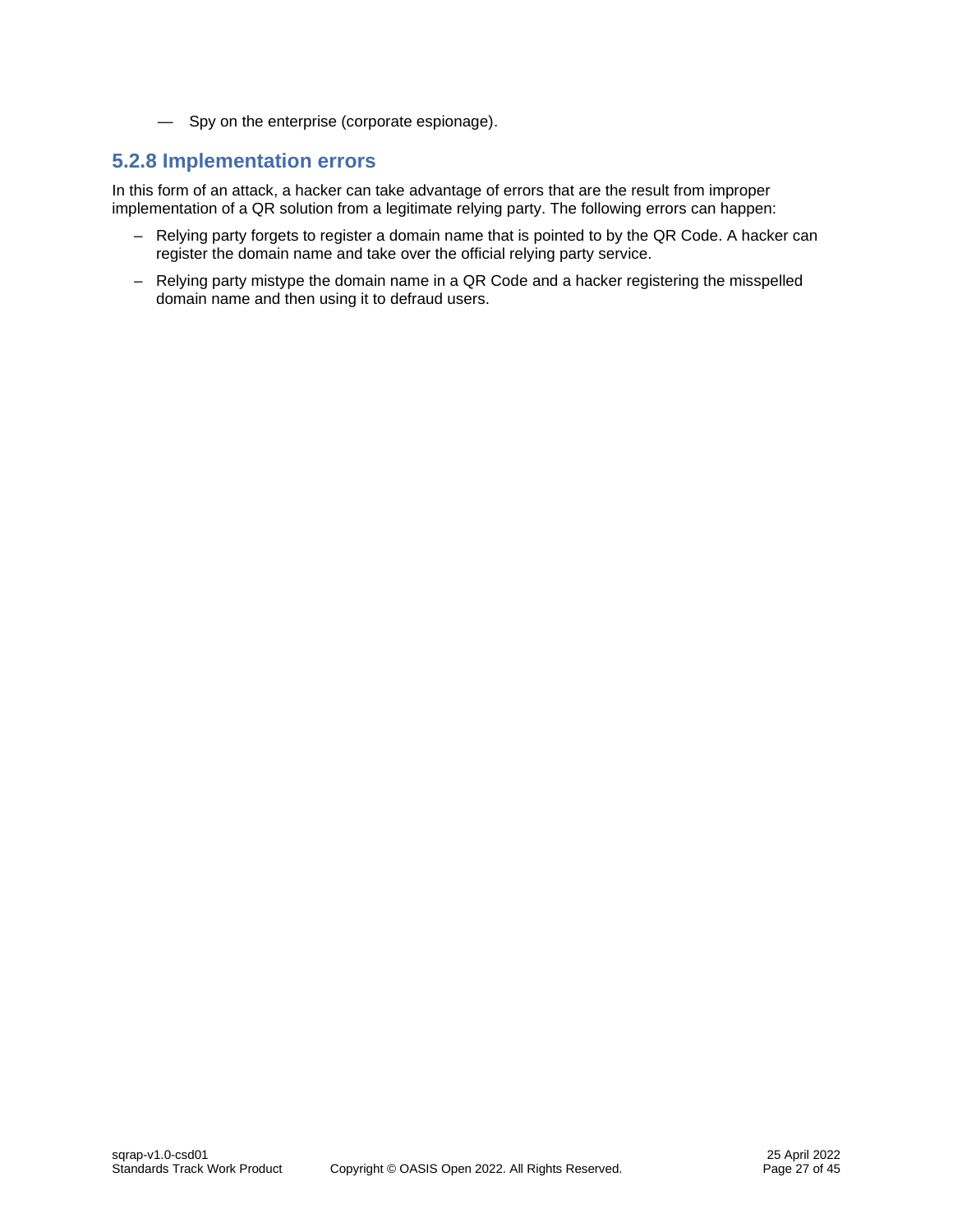— Spy on the enterprise (corporate espionage).

### 5.2.8 Implementation errors

In this form of an attack, a hacker can take advantage of errors that are the result from improper implementation of a QR solution from a legitimate relying party. The following errors can happen:

- Relying party forgets to register a domain name that is pointed to by the QR Code. A hacker can register the domain name and take over the official relying party service.
- Relying party mistype the domain name in a QR Code and a hacker registering the misspelled domain name and then using it to defraud users.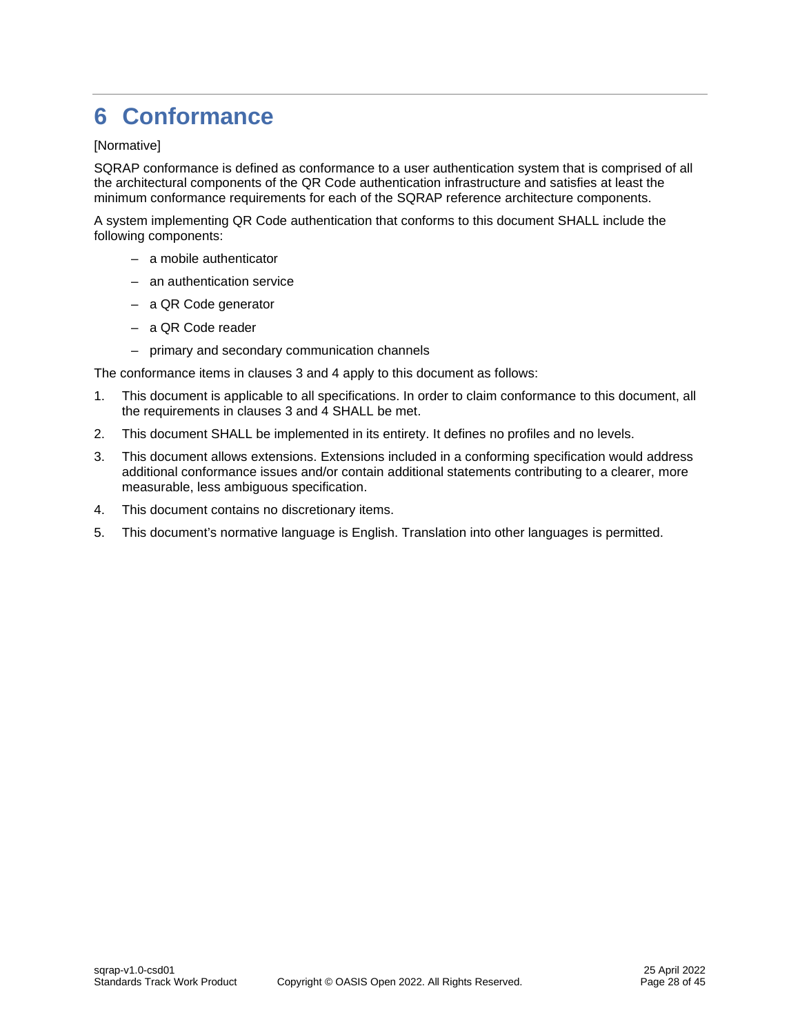# 6 Conformance

[Normative]

SQRAP conformance is defined as conformance to a user authentication system that is comprised of all the architectural components of the QR Code authentication infrastructure and satisfies at least the minimum conformance requirements for each of the SQRAP reference architecture components.

A system implementing QR Code authentication that conforms to this document SHALL include the following components:

- a mobile authenticator
- an authentication service
- a QR Code generator
- a QR Code reader
- primary and secondary communication channels

The conformance items in clauses 3 and 4 apply to this document as follows:

1. This document is applicable to all specifications. In order to claim conformance to this document, all the requirements in clauses 3 and 4 SHALL be met.
2. This document SHALL be implemented in its entirety. It defines no profiles and no levels.
3. This document allows extensions. Extensions included in a conforming specification would address additional conformance issues and/or contain additional statements contributing to a clearer, more measurable, less ambiguous specification.
4. This document contains no discretionary items.
5. This document's normative language is English. Translation into other languages is permitted.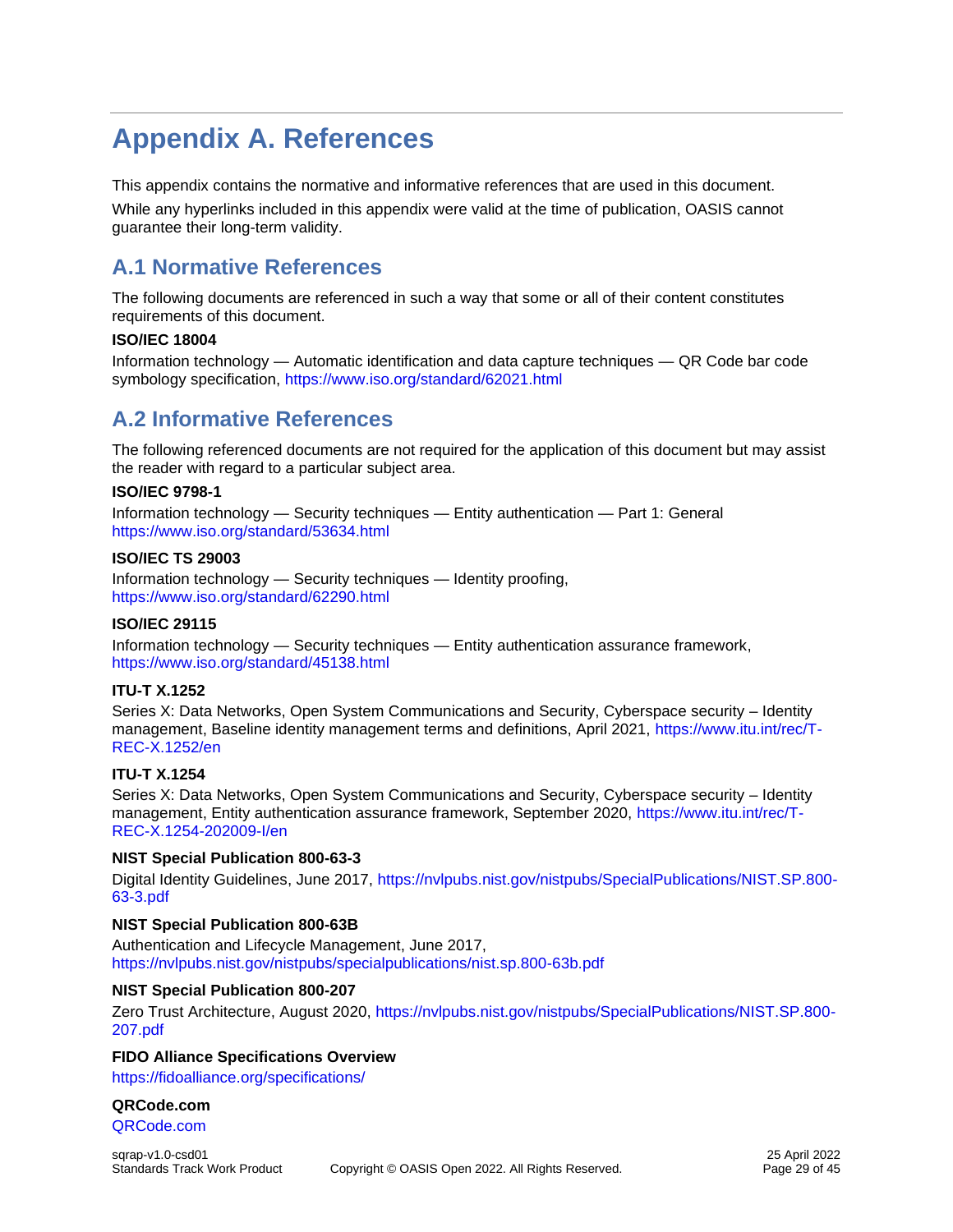# Appendix A. References

This appendix contains the normative and informative references that are used in this document.

While any hyperlinks included in this appendix were valid at the time of publication, OASIS cannot guarantee their long-term validity.

## A.1 Normative References

The following documents are referenced in such a way that some or all of their content constitutes requirements of this document.

**ISO/IEC 18004**

Information technology — Automatic identification and data capture techniques — QR Code bar code symbology specification, https://www.iso.org/standard/62021.html

## A.2 Informative References

The following referenced documents are not required for the application of this document but may assist the reader with regard to a particular subject area.

**ISO/IEC 9798-1**

Information technology — Security techniques — Entity authentication — Part 1: General
https://www.iso.org/standard/53634.html

**ISO/IEC TS 29003**

Information technology — Security techniques — Identity proofing,
https://www.iso.org/standard/62290.html

**ISO/IEC 29115**

Information technology — Security techniques — Entity authentication assurance framework,
https://www.iso.org/standard/45138.html

**ITU-T X.1252**

Series X: Data Networks, Open System Communications and Security, Cyberspace security – Identity management, Baseline identity management terms and definitions, April 2021, https://www.itu.int/rec/T-REC-X.1252/en

**ITU-T X.1254**

Series X: Data Networks, Open System Communications and Security, Cyberspace security – Identity management, Entity authentication assurance framework, September 2020, https://www.itu.int/rec/T-REC-X.1254-202009-I/en

**NIST Special Publication 800-63-3**

Digital Identity Guidelines, June 2017, https://nvlpubs.nist.gov/nistpubs/SpecialPublications/NIST.SP.800-63-3.pdf

**NIST Special Publication 800-63B**

Authentication and Lifecycle Management, June 2017,
https://nvlpubs.nist.gov/nistpubs/specialpublications/nist.sp.800-63b.pdf

**NIST Special Publication 800-207**

Zero Trust Architecture, August 2020, https://nvlpubs.nist.gov/nistpubs/SpecialPublications/NIST.SP.800-207.pdf

**FIDO Alliance Specifications Overview**

https://fidoalliance.org/specifications/

**QRCode.com**

QRCode.com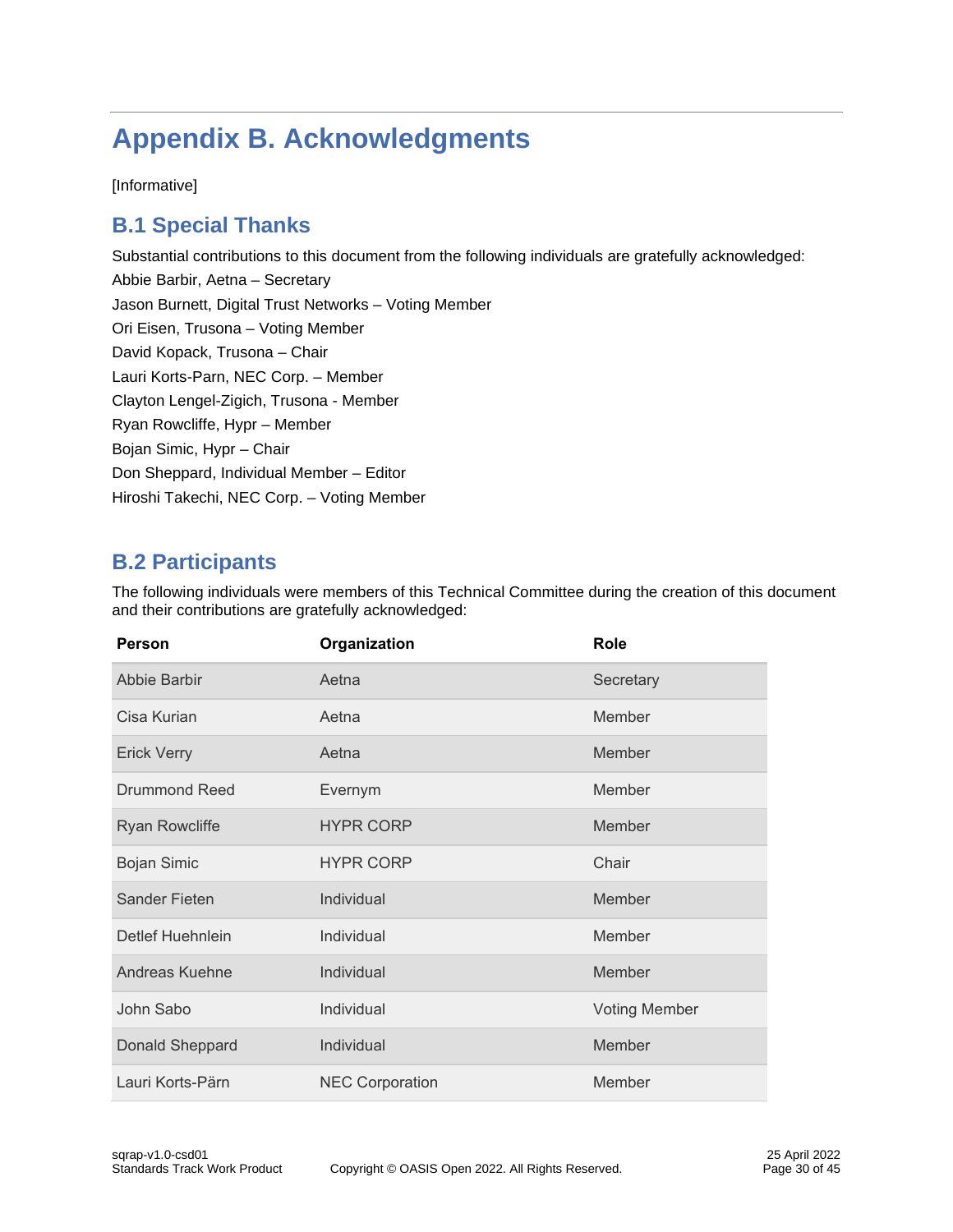# Appendix B. Acknowledgments

[Informative]

## B.1 Special Thanks

Substantial contributions to this document from the following individuals are gratefully acknowledged:

Abbie Barbir, Aetna – Secretary  
Jason Burnett, Digital Trust Networks – Voting Member  
Ori Eisen, Trusona – Voting Member  
David Kopack, Trusona – Chair  
Lauri Korts-Parn, NEC Corp. – Member  
Clayton Lengel-Zigich, Trusona - Member  
Ryan Rowcliffe, Hypr – Member  
Bojan Simic, Hypr – Chair  
Don Sheppard, Individual Member – Editor  
Hiroshi Takechi, NEC Corp. – Voting Member

## B.2 Participants

The following individuals were members of this Technical Committee during the creation of this document and their contributions are gratefully acknowledged:

| Person | Organization | Role |
|---|---|---|
| Abbie Barbir | Aetna | Secretary |
| Cisa Kurian | Aetna | Member |
| Erick Verry | Aetna | Member |
| Drummond Reed | Evernym | Member |
| Ryan Rowcliffe | HYPR CORP | Member |
| Bojan Simic | HYPR CORP | Chair |
| Sander Fieten | Individual | Member |
| Detlef Huehnlein | Individual | Member |
| Andreas Kuehne | Individual | Member |
| John Sabo | Individual | Voting Member |
| Donald Sheppard | Individual | Member |
| Lauri Korts-Pärn | NEC Corporation | Member |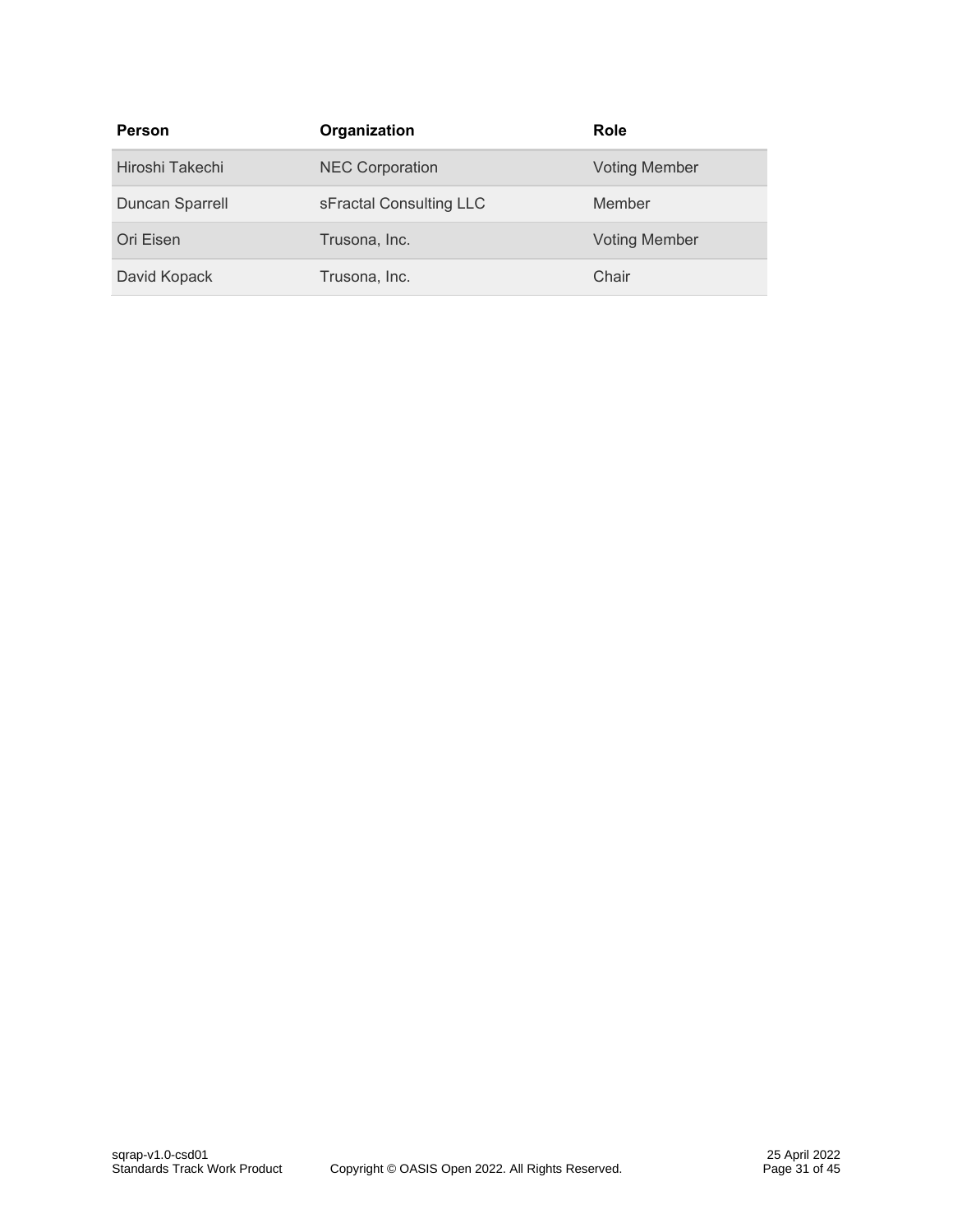| Person | Organization | Role |
| --- | --- | --- |
| Hiroshi Takechi | NEC Corporation | Voting Member |
| Duncan Sparrell | sFractal Consulting LLC | Member |
| Ori Eisen | Trusona, Inc. | Voting Member |
| David Kopack | Trusona, Inc. | Chair |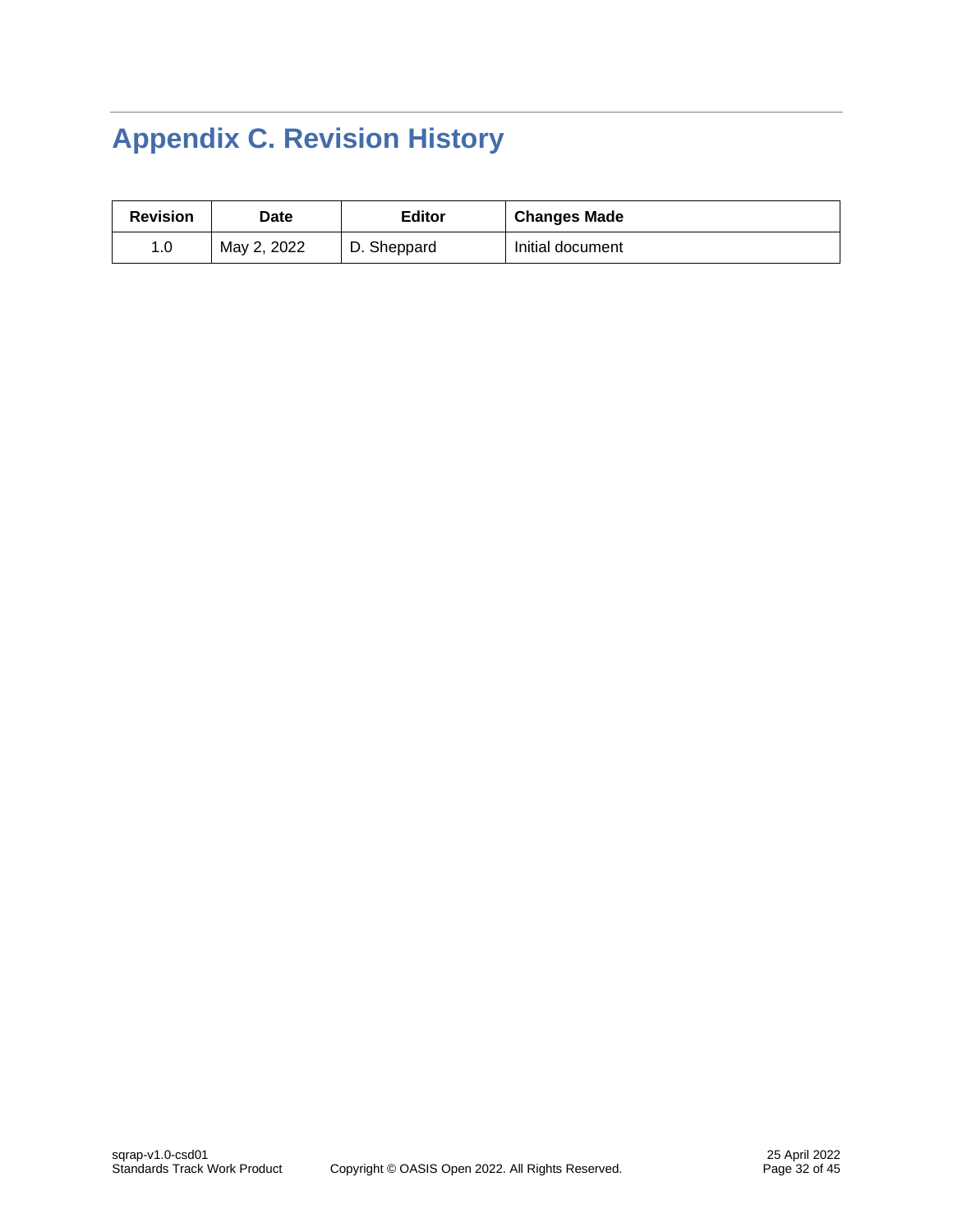# Appendix C. Revision History

| Revision | Date | Editor | Changes Made |
| --- | --- | --- | --- |
| 1.0 | May 2, 2022 | D. Sheppard | Initial document |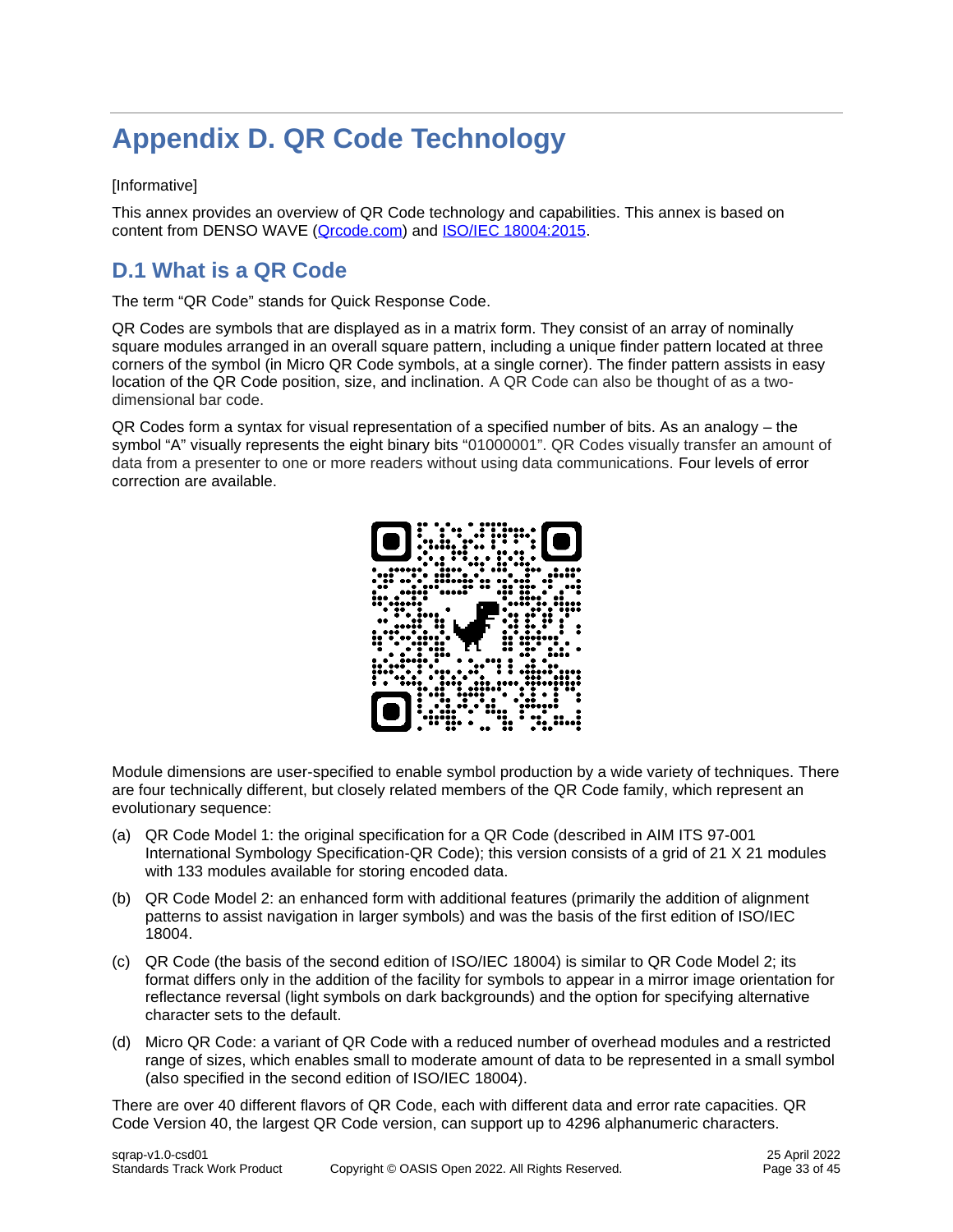# Appendix D. QR Code Technology

[Informative]

This annex provides an overview of QR Code technology and capabilities. This annex is based on content from DENSO WAVE ([Qrcode.com](Qrcode.com)) and [ISO/IEC 18004:2015](ISO/IEC 18004:2015).

## D.1 What is a QR Code

The term “QR Code” stands for Quick Response Code.

QR Codes are symbols that are displayed as in a matrix form. They consist of an array of nominally square modules arranged in an overall square pattern, including a unique finder pattern located at three corners of the symbol (in Micro QR Code symbols, at a single corner). The finder pattern assists in easy location of the QR Code position, size, and inclination. A QR Code can also be thought of as a two-dimensional bar code.

QR Codes form a syntax for visual representation of a specified number of bits. As an analogy – the symbol “A” visually represents the eight binary bits “01000001”. QR Codes visually transfer an amount of data from a presenter to one or more readers without using data communications. Four levels of error correction are available.

Module dimensions are user-specified to enable symbol production by a wide variety of techniques. There are four technically different, but closely related members of the QR Code family, which represent an evolutionary sequence:

(a) QR Code Model 1: the original specification for a QR Code (described in AIM ITS 97-001 International Symbology Specification-QR Code); this version consists of a grid of 21 X 21 modules with 133 modules available for storing encoded data.

(b) QR Code Model 2: an enhanced form with additional features (primarily the addition of alignment patterns to assist navigation in larger symbols) and was the basis of the first edition of ISO/IEC 18004.

(c) QR Code (the basis of the second edition of ISO/IEC 18004) is similar to QR Code Model 2; its format differs only in the addition of the facility for symbols to appear in a mirror image orientation for reflectance reversal (light symbols on dark backgrounds) and the option for specifying alternative character sets to the default.

(d) Micro QR Code: a variant of QR Code with a reduced number of overhead modules and a restricted range of sizes, which enables small to moderate amount of data to be represented in a small symbol (also specified in the second edition of ISO/IEC 18004).

There are over 40 different flavors of QR Code, each with different data and error rate capacities. QR Code Version 40, the largest QR Code version, can support up to 4296 alphanumeric characters.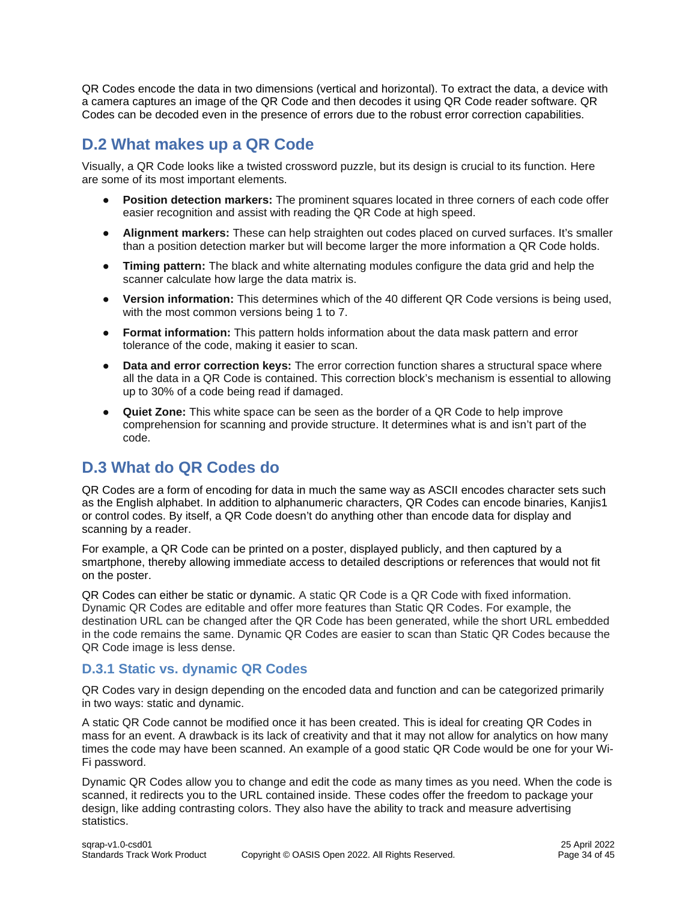QR Codes encode the data in two dimensions (vertical and horizontal). To extract the data, a device with a camera captures an image of the QR Code and then decodes it using QR Code reader software. QR Codes can be decoded even in the presence of errors due to the robust error correction capabilities.

## D.2 What makes up a QR Code

Visually, a QR Code looks like a twisted crossword puzzle, but its design is crucial to its function. Here are some of its most important elements.

- **Position detection markers:** The prominent squares located in three corners of each code offer easier recognition and assist with reading the QR Code at high speed.
- **Alignment markers:** These can help straighten out codes placed on curved surfaces. It's smaller than a position detection marker but will become larger the more information a QR Code holds.
- **Timing pattern:** The black and white alternating modules configure the data grid and help the scanner calculate how large the data matrix is.
- **Version information:** This determines which of the 40 different QR Code versions is being used, with the most common versions being 1 to 7.
- **Format information:** This pattern holds information about the data mask pattern and error tolerance of the code, making it easier to scan.
- **Data and error correction keys:** The error correction function shares a structural space where all the data in a QR Code is contained. This correction block's mechanism is essential to allowing up to 30% of a code being read if damaged.
- **Quiet Zone:** This white space can be seen as the border of a QR Code to help improve comprehension for scanning and provide structure. It determines what is and isn't part of the code.

## D.3 What do QR Codes do

QR Codes are a form of encoding for data in much the same way as ASCII encodes character sets such as the English alphabet. In addition to alphanumeric characters, QR Codes can encode binaries, Kanjis1 or control codes. By itself, a QR Code doesn't do anything other than encode data for display and scanning by a reader.

For example, a QR Code can be printed on a poster, displayed publicly, and then captured by a smartphone, thereby allowing immediate access to detailed descriptions or references that would not fit on the poster.

QR Codes can either be static or dynamic. A static QR Code is a QR Code with fixed information. Dynamic QR Codes are editable and offer more features than Static QR Codes. For example, the destination URL can be changed after the QR Code has been generated, while the short URL embedded in the code remains the same. Dynamic QR Codes are easier to scan than Static QR Codes because the QR Code image is less dense.

### D.3.1 Static vs. dynamic QR Codes

QR Codes vary in design depending on the encoded data and function and can be categorized primarily in two ways: static and dynamic.

A static QR Code cannot be modified once it has been created. This is ideal for creating QR Codes in mass for an event. A drawback is its lack of creativity and that it may not allow for analytics on how many times the code may have been scanned. An example of a good static QR Code would be one for your Wi-Fi password.

Dynamic QR Codes allow you to change and edit the code as many times as you need. When the code is scanned, it redirects you to the URL contained inside. These codes offer the freedom to package your design, like adding contrasting colors. They also have the ability to track and measure advertising statistics.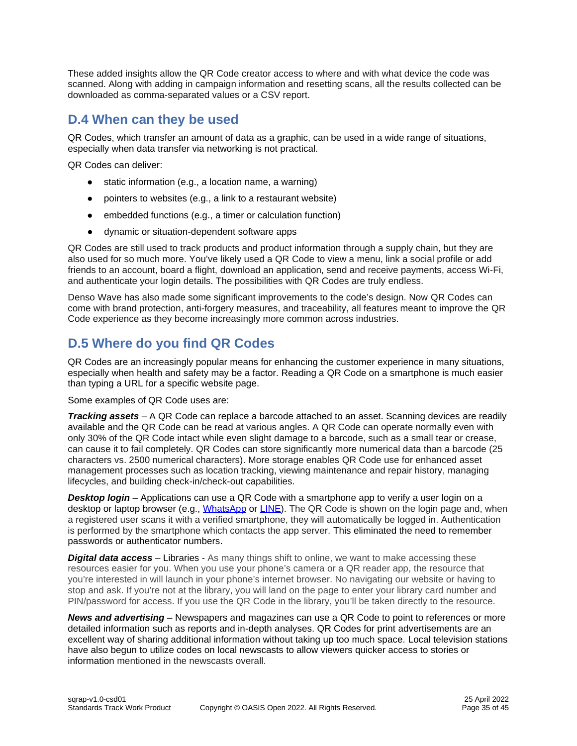These added insights allow the QR Code creator access to where and with what device the code was scanned. Along with adding in campaign information and resetting scans, all the results collected can be downloaded as comma-separated values or a CSV report.

## D.4 When can they be used

QR Codes, which transfer an amount of data as a graphic, can be used in a wide range of situations, especially when data transfer via networking is not practical.

QR Codes can deliver:

- static information (e.g., a location name, a warning)
- pointers to websites (e.g., a link to a restaurant website)
- embedded functions (e.g., a timer or calculation function)
- dynamic or situation-dependent software apps

QR Codes are still used to track products and product information through a supply chain, but they are also used for so much more. You've likely used a QR Code to view a menu, link a social profile or add friends to an account, board a flight, download an application, send and receive payments, access Wi-Fi, and authenticate your login details. The possibilities with QR Codes are truly endless.

Denso Wave has also made some significant improvements to the code's design. Now QR Codes can come with brand protection, anti-forgery measures, and traceability, all features meant to improve the QR Code experience as they become increasingly more common across industries.

## D.5 Where do you find QR Codes

QR Codes are an increasingly popular means for enhancing the customer experience in many situations, especially when health and safety may be a factor. Reading a QR Code on a smartphone is much easier than typing a URL for a specific website page.

Some examples of QR Code uses are:

***Tracking assets*** – A QR Code can replace a barcode attached to an asset. Scanning devices are readily available and the QR Code can be read at various angles. A QR Code can operate normally even with only 30% of the QR Code intact while even slight damage to a barcode, such as a small tear or crease, can cause it to fail completely. QR Codes can store significantly more numerical data than a barcode (25 characters vs. 2500 numerical characters). More storage enables QR Code use for enhanced asset management processes such as location tracking, viewing maintenance and repair history, managing lifecycles, and building check-in/check-out capabilities.

***Desktop login*** – Applications can use a QR Code with a smartphone app to verify a user login on a desktop or laptop browser (e.g., [WhatsApp] or [LINE]). The QR Code is shown on the login page and, when a registered user scans it with a verified smartphone, they will automatically be logged in. Authentication is performed by the smartphone which contacts the app server. This eliminated the need to remember passwords or authenticator numbers.

***Digital data access*** – Libraries - As many things shift to online, we want to make accessing these resources easier for you. When you use your phone's camera or a QR reader app, the resource that you're interested in will launch in your phone's internet browser. No navigating our website or having to stop and ask. If you're not at the library, you will land on the page to enter your library card number and PIN/password for access. If you use the QR Code in the library, you'll be taken directly to the resource.

***News and advertising*** – Newspapers and magazines can use a QR Code to point to references or more detailed information such as reports and in-depth analyses. QR Codes for print advertisements are an excellent way of sharing additional information without taking up too much space. Local television stations have also begun to utilize codes on local newscasts to allow viewers quicker access to stories or information mentioned in the newscasts overall.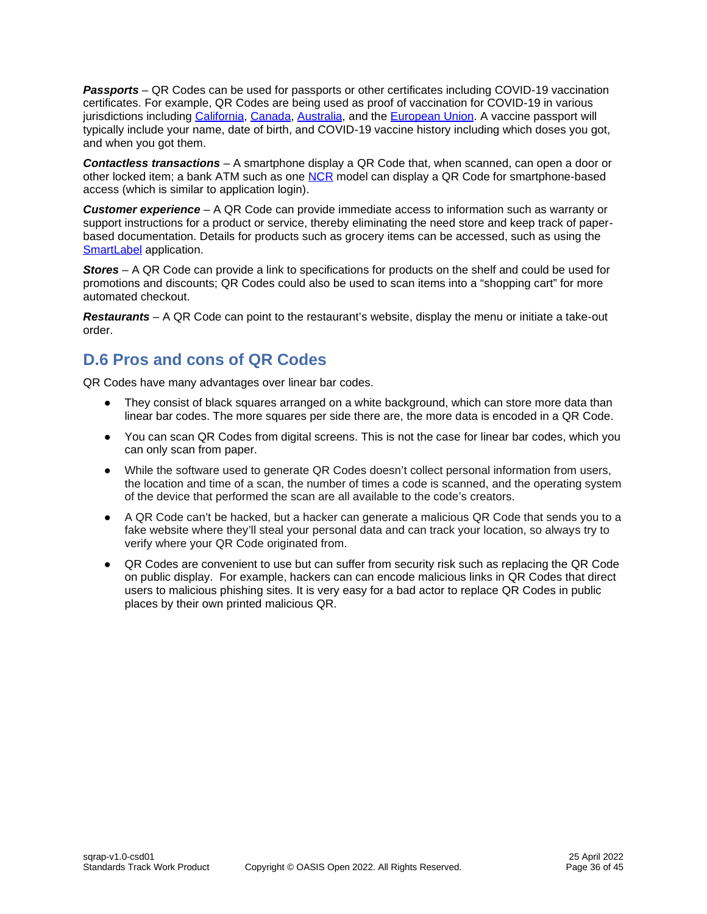***Passports*** – QR Codes can be used for passports or other certificates including COVID-19 vaccination certificates. For example, QR Codes are being used as proof of vaccination for COVID-19 in various jurisdictions including California, Canada, Australia, and the European Union. A vaccine passport will typically include your name, date of birth, and COVID-19 vaccine history including which doses you got, and when you got them.

***Contactless transactions*** – A smartphone display a QR Code that, when scanned, can open a door or other locked item; a bank ATM such as one NCR model can display a QR Code for smartphone-based access (which is similar to application login).

***Customer experience*** – A QR Code can provide immediate access to information such as warranty or support instructions for a product or service, thereby eliminating the need store and keep track of paper-based documentation. Details for products such as grocery items can be accessed, such as using the SmartLabel application.

***Stores*** – A QR Code can provide a link to specifications for products on the shelf and could be used for promotions and discounts; QR Codes could also be used to scan items into a "shopping cart" for more automated checkout.

***Restaurants*** – A QR Code can point to the restaurant's website, display the menu or initiate a take-out order.

## D.6 Pros and cons of QR Codes

QR Codes have many advantages over linear bar codes.

- They consist of black squares arranged on a white background, which can store more data than linear bar codes. The more squares per side there are, the more data is encoded in a QR Code.
- You can scan QR Codes from digital screens. This is not the case for linear bar codes, which you can only scan from paper.
- While the software used to generate QR Codes doesn't collect personal information from users, the location and time of a scan, the number of times a code is scanned, and the operating system of the device that performed the scan are all available to the code's creators.
- A QR Code can't be hacked, but a hacker can generate a malicious QR Code that sends you to a fake website where they'll steal your personal data and can track your location, so always try to verify where your QR Code originated from.
- QR Codes are convenient to use but can suffer from security risk such as replacing the QR Code on public display. For example, hackers can can encode malicious links in QR Codes that direct users to malicious phishing sites. It is very easy for a bad actor to replace QR Codes in public places by their own printed malicious QR.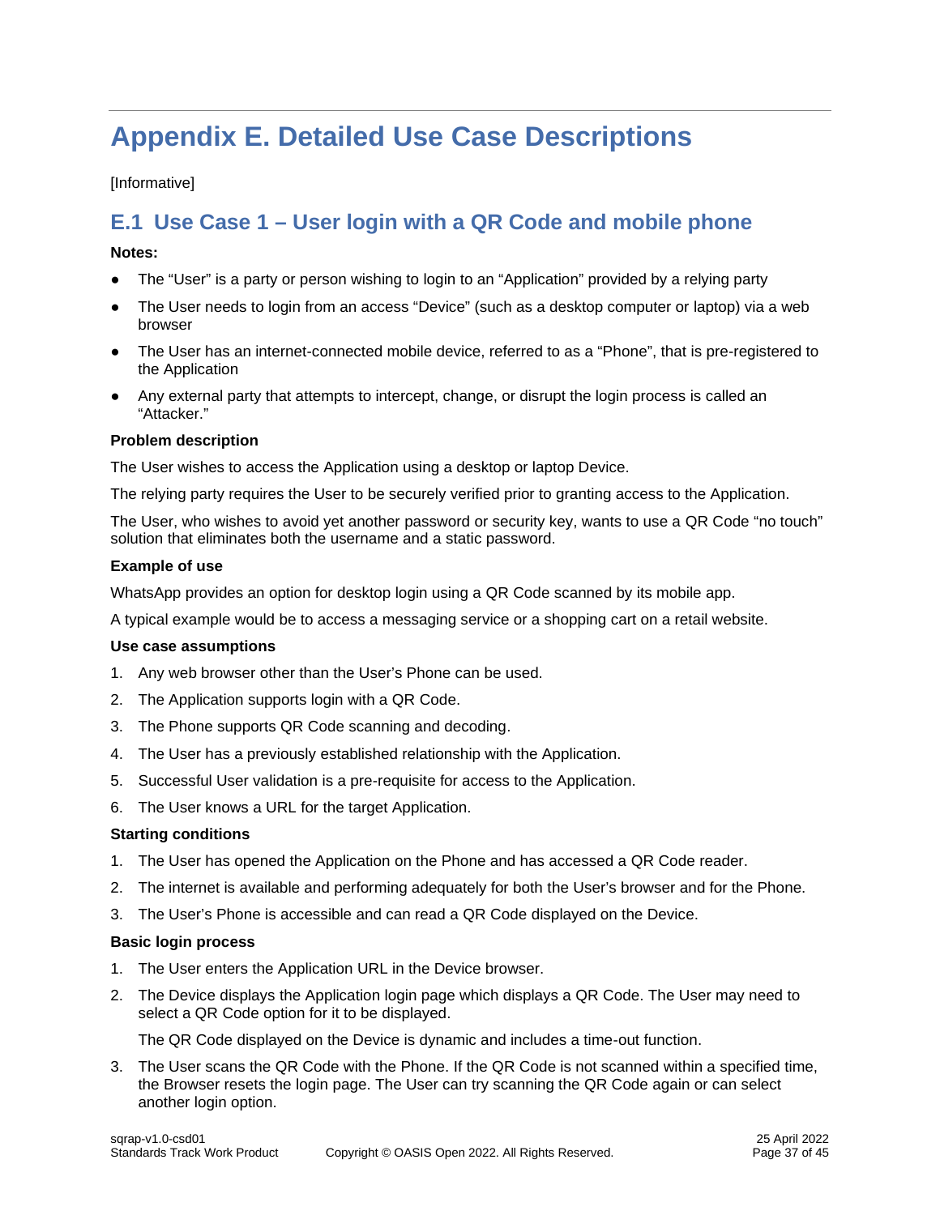# Appendix E. Detailed Use Case Descriptions

[Informative]

## E.1 Use Case 1 – User login with a QR Code and mobile phone

**Notes:**

- The "User" is a party or person wishing to login to an "Application" provided by a relying party
- The User needs to login from an access "Device" (such as a desktop computer or laptop) via a web browser
- The User has an internet-connected mobile device, referred to as a "Phone", that is pre-registered to the Application
- Any external party that attempts to intercept, change, or disrupt the login process is called an "Attacker."

**Problem description**

The User wishes to access the Application using a desktop or laptop Device.

The relying party requires the User to be securely verified prior to granting access to the Application.

The User, who wishes to avoid yet another password or security key, wants to use a QR Code "no touch" solution that eliminates both the username and a static password.

**Example of use**

WhatsApp provides an option for desktop login using a QR Code scanned by its mobile app.

A typical example would be to access a messaging service or a shopping cart on a retail website.

**Use case assumptions**

1. Any web browser other than the User's Phone can be used.
2. The Application supports login with a QR Code.
3. The Phone supports QR Code scanning and decoding.
4. The User has a previously established relationship with the Application.
5. Successful User validation is a pre-requisite for access to the Application.
6. The User knows a URL for the target Application.

**Starting conditions**

1. The User has opened the Application on the Phone and has accessed a QR Code reader.
2. The internet is available and performing adequately for both the User's browser and for the Phone.
3. The User's Phone is accessible and can read a QR Code displayed on the Device.

**Basic login process**

1. The User enters the Application URL in the Device browser.
2. The Device displays the Application login page which displays a QR Code. The User may need to select a QR Code option for it to be displayed.

   The QR Code displayed on the Device is dynamic and includes a time-out function.

3. The User scans the QR Code with the Phone. If the QR Code is not scanned within a specified time, the Browser resets the login page. The User can try scanning the QR Code again or can select another login option.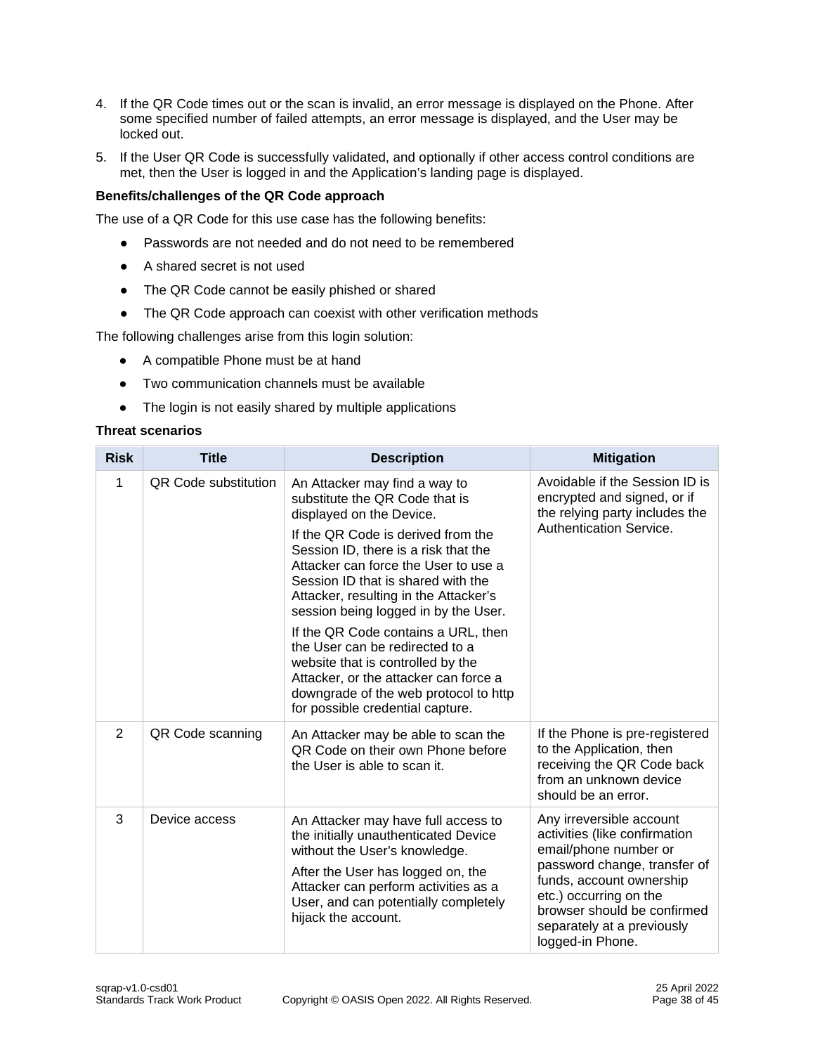4. If the QR Code times out or the scan is invalid, an error message is displayed on the Phone. After some specified number of failed attempts, an error message is displayed, and the User may be locked out.
5. If the User QR Code is successfully validated, and optionally if other access control conditions are met, then the User is logged in and the Application's landing page is displayed.

**Benefits/challenges of the QR Code approach**

The use of a QR Code for this use case has the following benefits:

- Passwords are not needed and do not need to be remembered
- A shared secret is not used
- The QR Code cannot be easily phished or shared
- The QR Code approach can coexist with other verification methods

The following challenges arise from this login solution:

- A compatible Phone must be at hand
- Two communication channels must be available
- The login is not easily shared by multiple applications

**Threat scenarios**

| Risk | Title | Description | Mitigation |
| --- | --- | --- | --- |
| 1 | QR Code substitution | An Attacker may find a way to substitute the QR Code that is displayed on the Device.<br><br>If the QR Code is derived from the Session ID, there is a risk that the Attacker can force the User to use a Session ID that is shared with the Attacker, resulting in the Attacker's session being logged in by the User.<br><br>If the QR Code contains a URL, then the User can be redirected to a website that is controlled by the Attacker, or the attacker can force a downgrade of the web protocol to http for possible credential capture. | Avoidable if the Session ID is encrypted and signed, or if the relying party includes the Authentication Service. |
| 2 | QR Code scanning | An Attacker may be able to scan the QR Code on their own Phone before the User is able to scan it. | If the Phone is pre-registered to the Application, then receiving the QR Code back from an unknown device should be an error. |
| 3 | Device access | An Attacker may have full access to the initially unauthenticated Device without the User's knowledge.<br><br>After the User has logged on, the Attacker can perform activities as a User, and can potentially completely hijack the account. | Any irreversible account activities (like confirmation email/phone number or password change, transfer of funds, account ownership etc.) occurring on the browser should be confirmed separately at a previously logged-in Phone. |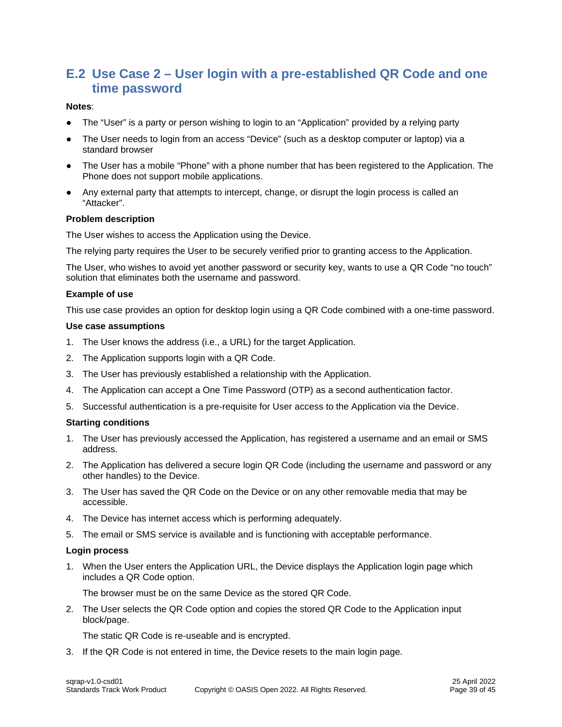## E.2 Use Case 2 – User login with a pre-established QR Code and one time password

**Notes**:

- The "User" is a party or person wishing to login to an "Application" provided by a relying party
- The User needs to login from an access "Device" (such as a desktop computer or laptop) via a standard browser
- The User has a mobile "Phone" with a phone number that has been registered to the Application. The Phone does not support mobile applications.
- Any external party that attempts to intercept, change, or disrupt the login process is called an "Attacker".

**Problem description**

The User wishes to access the Application using the Device.

The relying party requires the User to be securely verified prior to granting access to the Application.

The User, who wishes to avoid yet another password or security key, wants to use a QR Code "no touch" solution that eliminates both the username and password.

**Example of use**

This use case provides an option for desktop login using a QR Code combined with a one-time password.

**Use case assumptions**

1. The User knows the address (i.e., a URL) for the target Application.
2. The Application supports login with a QR Code.
3. The User has previously established a relationship with the Application.
4. The Application can accept a One Time Password (OTP) as a second authentication factor.
5. Successful authentication is a pre-requisite for User access to the Application via the Device.

**Starting conditions**

1. The User has previously accessed the Application, has registered a username and an email or SMS address.
2. The Application has delivered a secure login QR Code (including the username and password or any other handles) to the Device.
3. The User has saved the QR Code on the Device or on any other removable media that may be accessible.
4. The Device has internet access which is performing adequately.
5. The email or SMS service is available and is functioning with acceptable performance.

**Login process**

1. When the User enters the Application URL, the Device displays the Application login page which includes a QR Code option.

   The browser must be on the same Device as the stored QR Code.

2. The User selects the QR Code option and copies the stored QR Code to the Application input block/page.

   The static QR Code is re-useable and is encrypted.

3. If the QR Code is not entered in time, the Device resets to the main login page.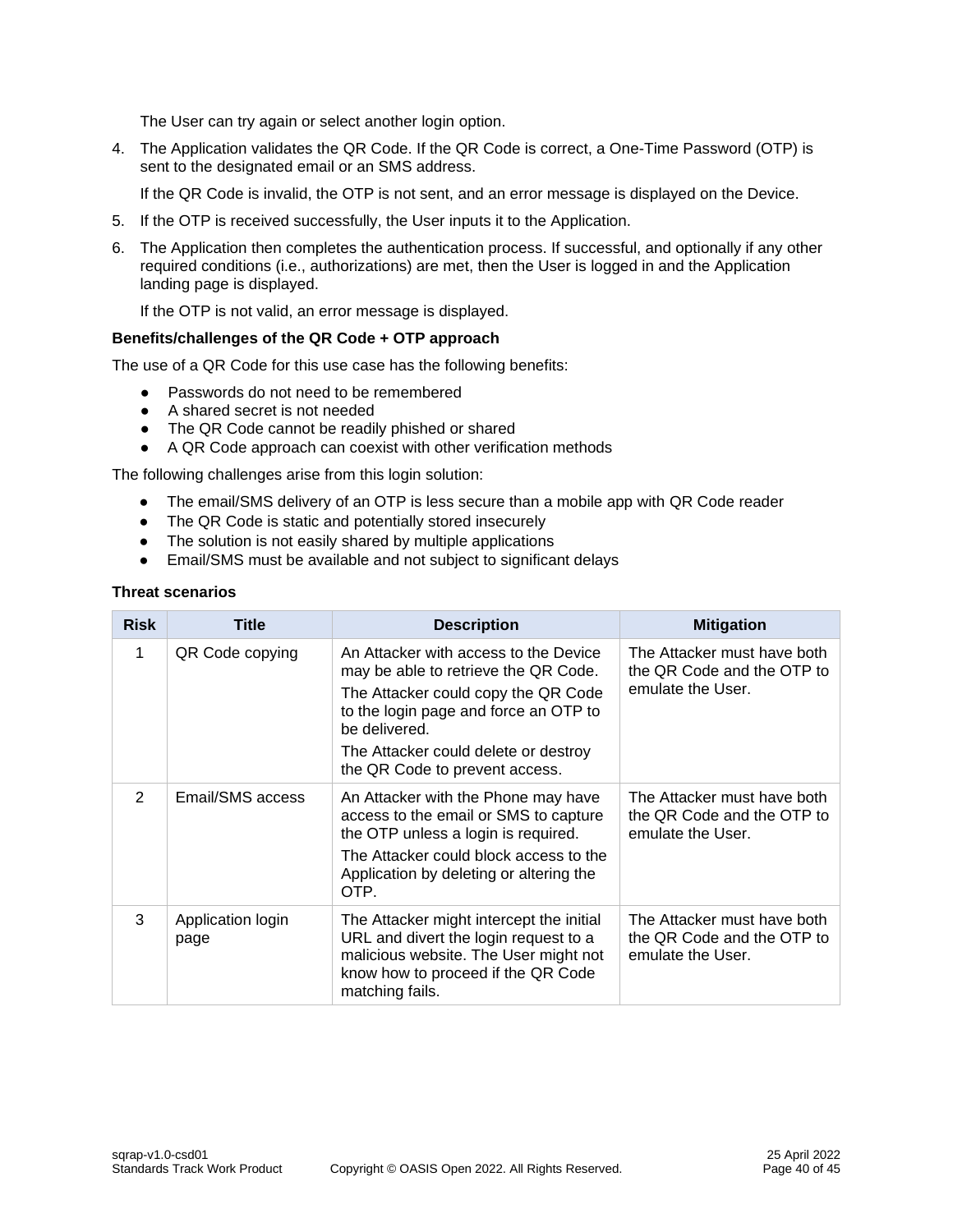The User can try again or select another login option.

4. The Application validates the QR Code. If the QR Code is correct, a One-Time Password (OTP) is sent to the designated email or an SMS address.

   If the QR Code is invalid, the OTP is not sent, and an error message is displayed on the Device.

5. If the OTP is received successfully, the User inputs it to the Application.

6. The Application then completes the authentication process. If successful, and optionally if any other required conditions (i.e., authorizations) are met, then the User is logged in and the Application landing page is displayed.

   If the OTP is not valid, an error message is displayed.

**Benefits/challenges of the QR Code + OTP approach**

The use of a QR Code for this use case has the following benefits:

- Passwords do not need to be remembered
- A shared secret is not needed
- The QR Code cannot be readily phished or shared
- A QR Code approach can coexist with other verification methods

The following challenges arise from this login solution:

- The email/SMS delivery of an OTP is less secure than a mobile app with QR Code reader
- The QR Code is static and potentially stored insecurely
- The solution is not easily shared by multiple applications
- Email/SMS must be available and not subject to significant delays

**Threat scenarios**

| Risk | Title | Description | Mitigation |
|---|---|---|---|
| 1 | QR Code copying | An Attacker with access to the Device may be able to retrieve the QR Code. The Attacker could copy the QR Code to the login page and force an OTP to be delivered. The Attacker could delete or destroy the QR Code to prevent access. | The Attacker must have both the QR Code and the OTP to emulate the User. |
| 2 | Email/SMS access | An Attacker with the Phone may have access to the email or SMS to capture the OTP unless a login is required. The Attacker could block access to the Application by deleting or altering the OTP. | The Attacker must have both the QR Code and the OTP to emulate the User. |
| 3 | Application login page | The Attacker might intercept the initial URL and divert the login request to a malicious website. The User might not know how to proceed if the QR Code matching fails. | The Attacker must have both the QR Code and the OTP to emulate the User. |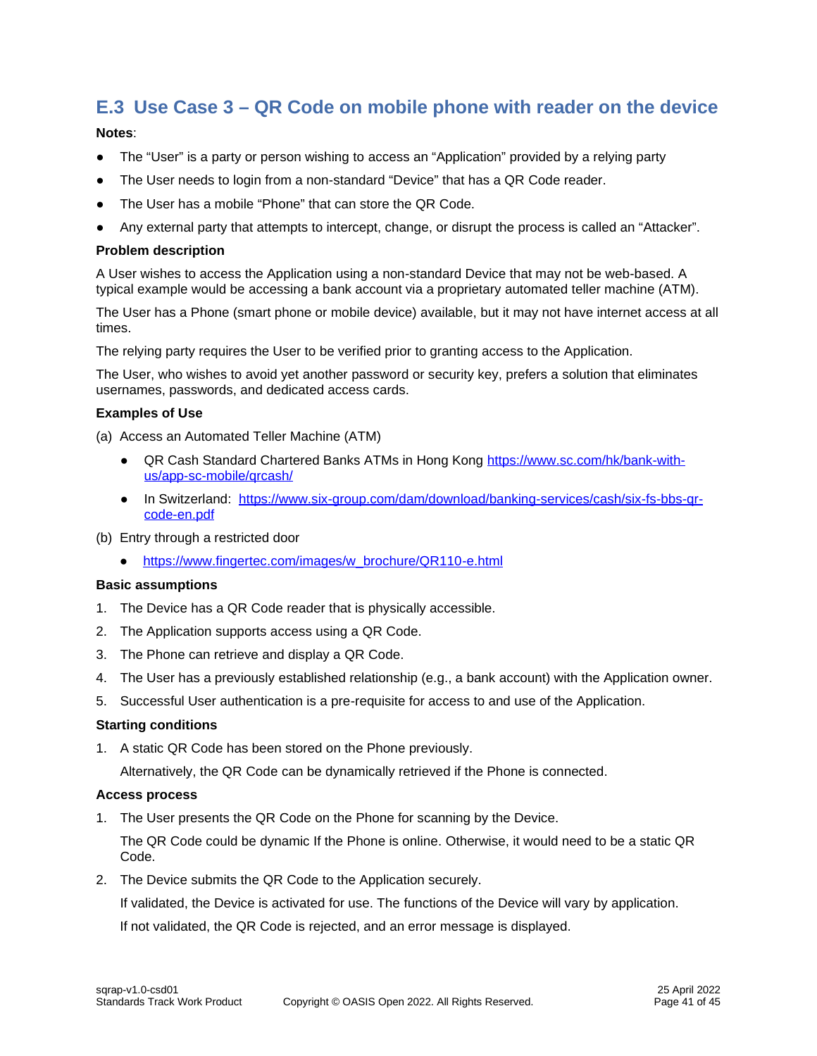## E.3 Use Case 3 – QR Code on mobile phone with reader on the device

**Notes**:

- The "User" is a party or person wishing to access an "Application" provided by a relying party
- The User needs to login from a non-standard "Device" that has a QR Code reader.
- The User has a mobile "Phone" that can store the QR Code.
- Any external party that attempts to intercept, change, or disrupt the process is called an "Attacker".

**Problem description**

A User wishes to access the Application using a non-standard Device that may not be web-based. A typical example would be accessing a bank account via a proprietary automated teller machine (ATM).

The User has a Phone (smart phone or mobile device) available, but it may not have internet access at all times.

The relying party requires the User to be verified prior to granting access to the Application.

The User, who wishes to avoid yet another password or security key, prefers a solution that eliminates usernames, passwords, and dedicated access cards.

**Examples of Use**

(a) Access an Automated Teller Machine (ATM)

- QR Cash Standard Chartered Banks ATMs in Hong Kong https://www.sc.com/hk/bank-with-us/app-sc-mobile/qrcash/
- In Switzerland: https://www.six-group.com/dam/download/banking-services/cash/six-fs-bbs-qr-code-en.pdf

(b) Entry through a restricted door

- https://www.fingertec.com/images/w_brochure/QR110-e.html

**Basic assumptions**

1. The Device has a QR Code reader that is physically accessible.
2. The Application supports access using a QR Code.
3. The Phone can retrieve and display a QR Code.
4. The User has a previously established relationship (e.g., a bank account) with the Application owner.
5. Successful User authentication is a pre-requisite for access to and use of the Application.

**Starting conditions**

1. A static QR Code has been stored on the Phone previously.

   Alternatively, the QR Code can be dynamically retrieved if the Phone is connected.

**Access process**

1. The User presents the QR Code on the Phone for scanning by the Device.

   The QR Code could be dynamic If the Phone is online. Otherwise, it would need to be a static QR Code.

2. The Device submits the QR Code to the Application securely.

   If validated, the Device is activated for use. The functions of the Device will vary by application.

   If not validated, the QR Code is rejected, and an error message is displayed.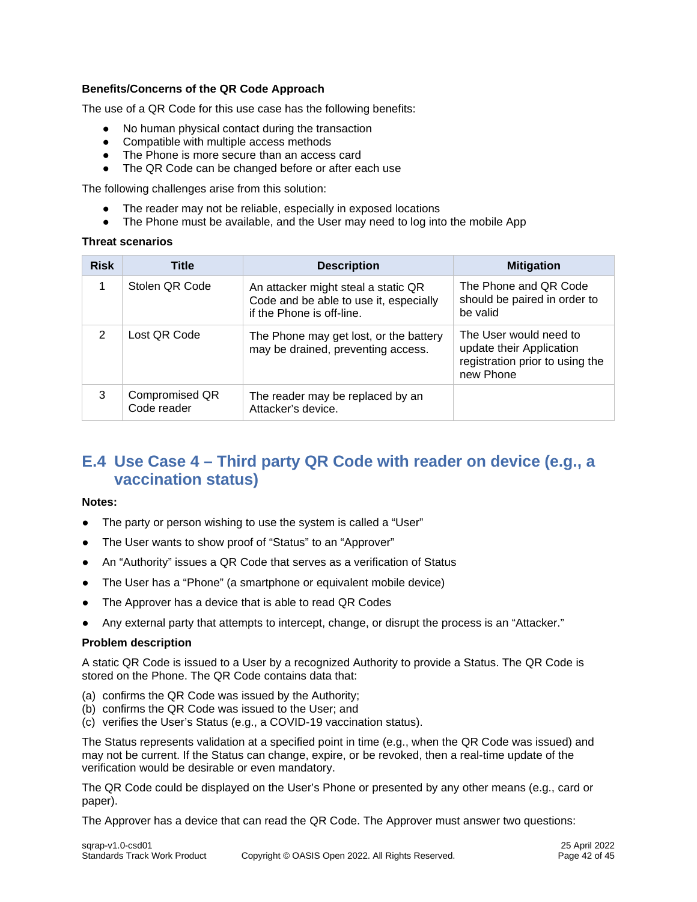**Benefits/Concerns of the QR Code Approach**

The use of a QR Code for this use case has the following benefits:

- No human physical contact during the transaction
- Compatible with multiple access methods
- The Phone is more secure than an access card
- The QR Code can be changed before or after each use

The following challenges arise from this solution:

- The reader may not be reliable, especially in exposed locations
- The Phone must be available, and the User may need to log into the mobile App

**Threat scenarios**

| Risk | Title | Description | Mitigation |
|---|---|---|---|
| 1 | Stolen QR Code | An attacker might steal a static QR Code and be able to use it, especially if the Phone is off-line. | The Phone and QR Code should be paired in order to be valid |
| 2 | Lost QR Code | The Phone may get lost, or the battery may be drained, preventing access. | The User would need to update their Application registration prior to using the new Phone |
| 3 | Compromised QR Code reader | The reader may be replaced by an Attacker's device. | |

## E.4 Use Case 4 – Third party QR Code with reader on device (e.g., a vaccination status)

**Notes:**

- The party or person wishing to use the system is called a "User"
- The User wants to show proof of "Status" to an "Approver"
- An "Authority" issues a QR Code that serves as a verification of Status
- The User has a "Phone" (a smartphone or equivalent mobile device)
- The Approver has a device that is able to read QR Codes
- Any external party that attempts to intercept, change, or disrupt the process is an "Attacker."

**Problem description**

A static QR Code is issued to a User by a recognized Authority to provide a Status. The QR Code is stored on the Phone. The QR Code contains data that:

(a) confirms the QR Code was issued by the Authority;
(b) confirms the QR Code was issued to the User; and
(c) verifies the User's Status (e.g., a COVID-19 vaccination status).

The Status represents validation at a specified point in time (e.g., when the QR Code was issued) and may not be current. If the Status can change, expire, or be revoked, then a real-time update of the verification would be desirable or even mandatory.

The QR Code could be displayed on the User's Phone or presented by any other means (e.g., card or paper).

The Approver has a device that can read the QR Code. The Approver must answer two questions: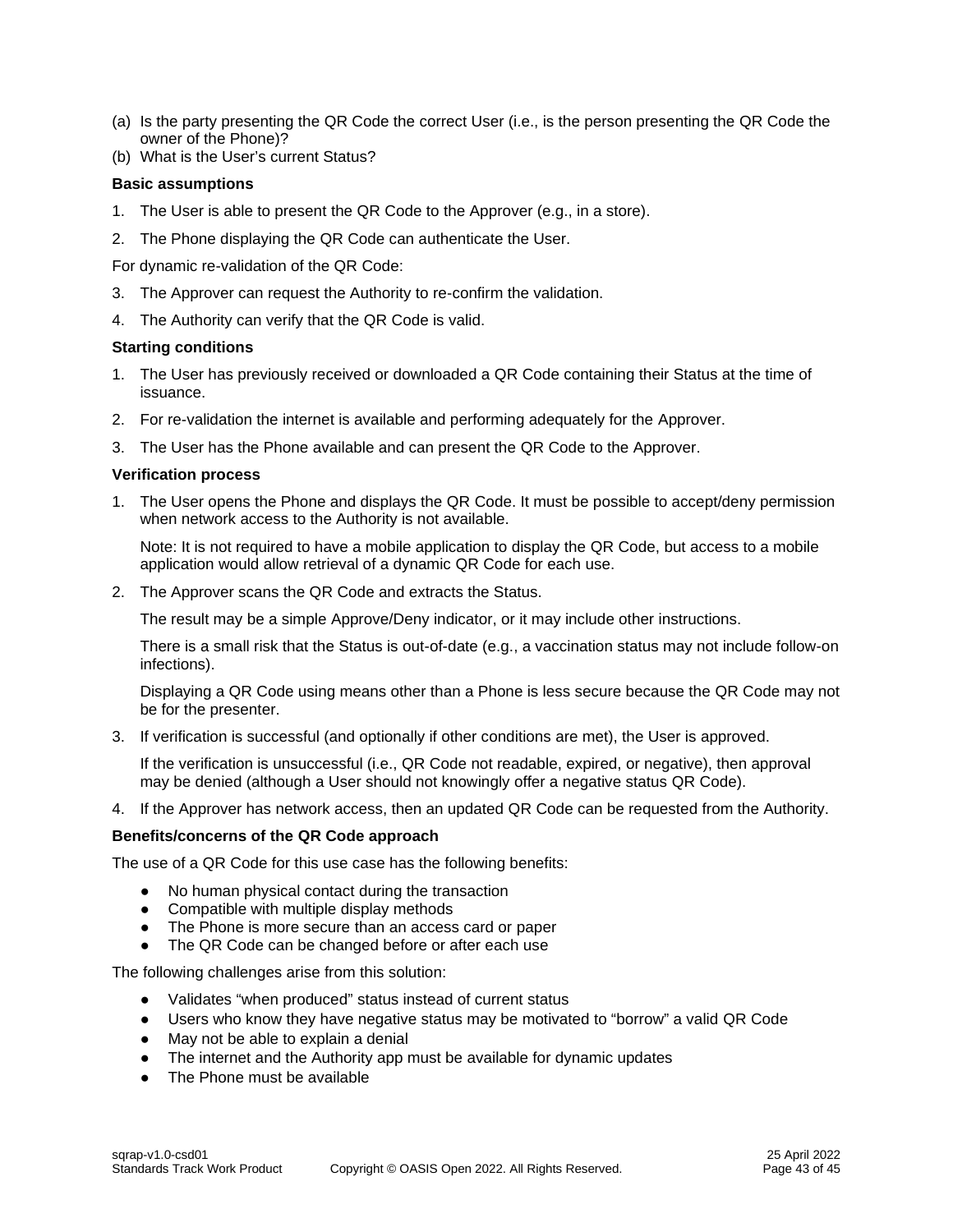(a) Is the party presenting the QR Code the correct User (i.e., is the person presenting the QR Code the owner of the Phone)?
(b) What is the User's current Status?

**Basic assumptions**

1. The User is able to present the QR Code to the Approver (e.g., in a store).
2. The Phone displaying the QR Code can authenticate the User.

For dynamic re-validation of the QR Code:

3. The Approver can request the Authority to re-confirm the validation.
4. The Authority can verify that the QR Code is valid.

**Starting conditions**

1. The User has previously received or downloaded a QR Code containing their Status at the time of issuance.
2. For re-validation the internet is available and performing adequately for the Approver.
3. The User has the Phone available and can present the QR Code to the Approver.

**Verification process**

1. The User opens the Phone and displays the QR Code. It must be possible to accept/deny permission when network access to the Authority is not available.

   Note: It is not required to have a mobile application to display the QR Code, but access to a mobile application would allow retrieval of a dynamic QR Code for each use.

2. The Approver scans the QR Code and extracts the Status.

   The result may be a simple Approve/Deny indicator, or it may include other instructions.

   There is a small risk that the Status is out-of-date (e.g., a vaccination status may not include follow-on infections).

   Displaying a QR Code using means other than a Phone is less secure because the QR Code may not be for the presenter.

3. If verification is successful (and optionally if other conditions are met), the User is approved.

   If the verification is unsuccessful (i.e., QR Code not readable, expired, or negative), then approval may be denied (although a User should not knowingly offer a negative status QR Code).

4. If the Approver has network access, then an updated QR Code can be requested from the Authority.

**Benefits/concerns of the QR Code approach**

The use of a QR Code for this use case has the following benefits:

- No human physical contact during the transaction
- Compatible with multiple display methods
- The Phone is more secure than an access card or paper
- The QR Code can be changed before or after each use

The following challenges arise from this solution:

- Validates "when produced" status instead of current status
- Users who know they have negative status may be motivated to "borrow" a valid QR Code
- May not be able to explain a denial
- The internet and the Authority app must be available for dynamic updates
- The Phone must be available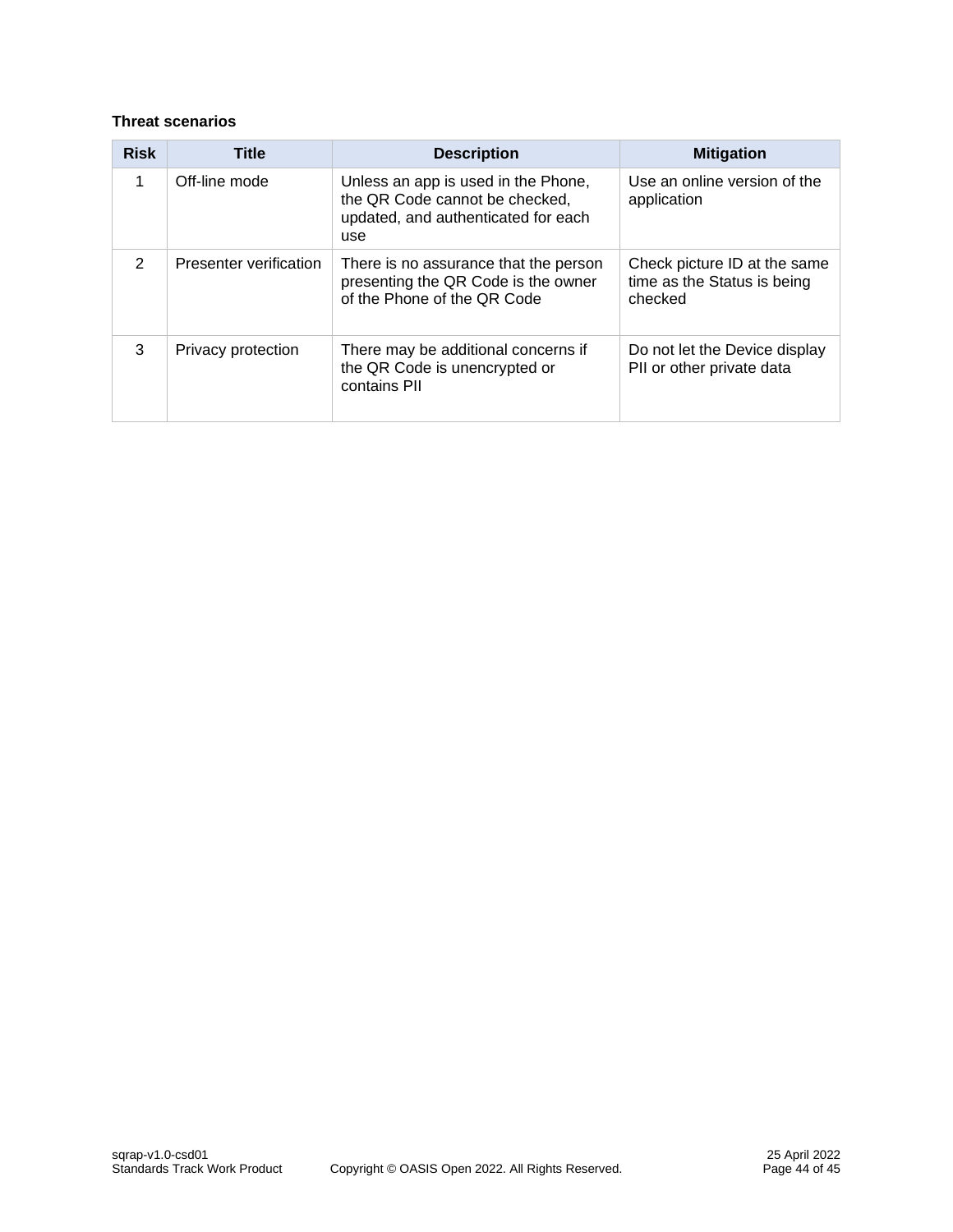**Threat scenarios**

| Risk | Title | Description | Mitigation |
| --- | --- | --- | --- |
| 1 | Off-line mode | Unless an app is used in the Phone, the QR Code cannot be checked, updated, and authenticated for each use | Use an online version of the application |
| 2 | Presenter verification | There is no assurance that the person presenting the QR Code is the owner of the Phone of the QR Code | Check picture ID at the same time as the Status is being checked |
| 3 | Privacy protection | There may be additional concerns if the QR Code is unencrypted or contains PII | Do not let the Device display PII or other private data |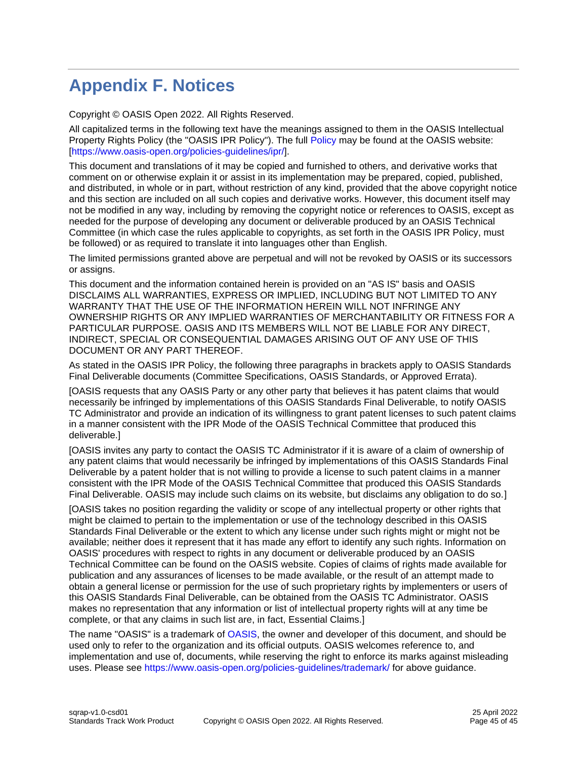# Appendix F. Notices

Copyright © OASIS Open 2022. All Rights Reserved.

All capitalized terms in the following text have the meanings assigned to them in the OASIS Intellectual Property Rights Policy (the "OASIS IPR Policy"). The full Policy may be found at the OASIS website: [https://www.oasis-open.org/policies-guidelines/ipr/].

This document and translations of it may be copied and furnished to others, and derivative works that comment on or otherwise explain it or assist in its implementation may be prepared, copied, published, and distributed, in whole or in part, without restriction of any kind, provided that the above copyright notice and this section are included on all such copies and derivative works. However, this document itself may not be modified in any way, including by removing the copyright notice or references to OASIS, except as needed for the purpose of developing any document or deliverable produced by an OASIS Technical Committee (in which case the rules applicable to copyrights, as set forth in the OASIS IPR Policy, must be followed) or as required to translate it into languages other than English.

The limited permissions granted above are perpetual and will not be revoked by OASIS or its successors or assigns.

This document and the information contained herein is provided on an "AS IS" basis and OASIS DISCLAIMS ALL WARRANTIES, EXPRESS OR IMPLIED, INCLUDING BUT NOT LIMITED TO ANY WARRANTY THAT THE USE OF THE INFORMATION HEREIN WILL NOT INFRINGE ANY OWNERSHIP RIGHTS OR ANY IMPLIED WARRANTIES OF MERCHANTABILITY OR FITNESS FOR A PARTICULAR PURPOSE. OASIS AND ITS MEMBERS WILL NOT BE LIABLE FOR ANY DIRECT, INDIRECT, SPECIAL OR CONSEQUENTIAL DAMAGES ARISING OUT OF ANY USE OF THIS DOCUMENT OR ANY PART THEREOF.

As stated in the OASIS IPR Policy, the following three paragraphs in brackets apply to OASIS Standards Final Deliverable documents (Committee Specifications, OASIS Standards, or Approved Errata).

[OASIS requests that any OASIS Party or any other party that believes it has patent claims that would necessarily be infringed by implementations of this OASIS Standards Final Deliverable, to notify OASIS TC Administrator and provide an indication of its willingness to grant patent licenses to such patent claims in a manner consistent with the IPR Mode of the OASIS Technical Committee that produced this deliverable.]

[OASIS invites any party to contact the OASIS TC Administrator if it is aware of a claim of ownership of any patent claims that would necessarily be infringed by implementations of this OASIS Standards Final Deliverable by a patent holder that is not willing to provide a license to such patent claims in a manner consistent with the IPR Mode of the OASIS Technical Committee that produced this OASIS Standards Final Deliverable. OASIS may include such claims on its website, but disclaims any obligation to do so.]

[OASIS takes no position regarding the validity or scope of any intellectual property or other rights that might be claimed to pertain to the implementation or use of the technology described in this OASIS Standards Final Deliverable or the extent to which any license under such rights might or might not be available; neither does it represent that it has made any effort to identify any such rights. Information on OASIS' procedures with respect to rights in any document or deliverable produced by an OASIS Technical Committee can be found on the OASIS website. Copies of claims of rights made available for publication and any assurances of licenses to be made available, or the result of an attempt made to obtain a general license or permission for the use of such proprietary rights by implementers or users of this OASIS Standards Final Deliverable, can be obtained from the OASIS TC Administrator. OASIS makes no representation that any information or list of intellectual property rights will at any time be complete, or that any claims in such list are, in fact, Essential Claims.]

The name "OASIS" is a trademark of OASIS, the owner and developer of this document, and should be used only to refer to the organization and its official outputs. OASIS welcomes reference to, and implementation and use of, documents, while reserving the right to enforce its marks against misleading uses. Please see https://www.oasis-open.org/policies-guidelines/trademark/ for above guidance.